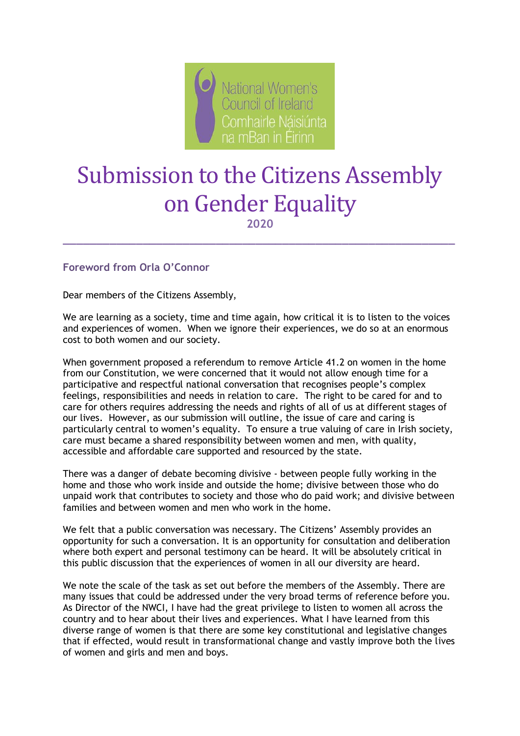National Women's Council of Ireland
Comhairle Náisiúnta na mBan in Éirinn

# Submission to the Citizens Assembly on Gender Equality

2020

## Foreword from Orla O'Connor

Dear members of the Citizens Assembly,

We are learning as a society, time and time again, how critical it is to listen to the voices and experiences of women. When we ignore their experiences, we do so at an enormous cost to both women and our society.

When government proposed a referendum to remove Article 41.2 on women in the home from our Constitution, we were concerned that it would not allow enough time for a participative and respectful national conversation that recognises people's complex feelings, responsibilities and needs in relation to care. The right to be cared for and to care for others requires addressing the needs and rights of all of us at different stages of our lives. However, as our submission will outline, the issue of care and caring is particularly central to women's equality. To ensure a true valuing of care in Irish society, care must became a shared responsibility between women and men, with quality, accessible and affordable care supported and resourced by the state.

There was a danger of debate becoming divisive - between people fully working in the home and those who work inside and outside the home; divisive between those who do unpaid work that contributes to society and those who do paid work; and divisive between families and between women and men who work in the home.

We felt that a public conversation was necessary. The Citizens' Assembly provides an opportunity for such a conversation. It is an opportunity for consultation and deliberation where both expert and personal testimony can be heard. It will be absolutely critical in this public discussion that the experiences of women in all our diversity are heard.

We note the scale of the task as set out before the members of the Assembly. There are many issues that could be addressed under the very broad terms of reference before you. As Director of the NWCI, I have had the great privilege to listen to women all across the country and to hear about their lives and experiences. What I have learned from this diverse range of women is that there are some key constitutional and legislative changes that if effected, would result in transformational change and vastly improve both the lives of women and girls and men and boys.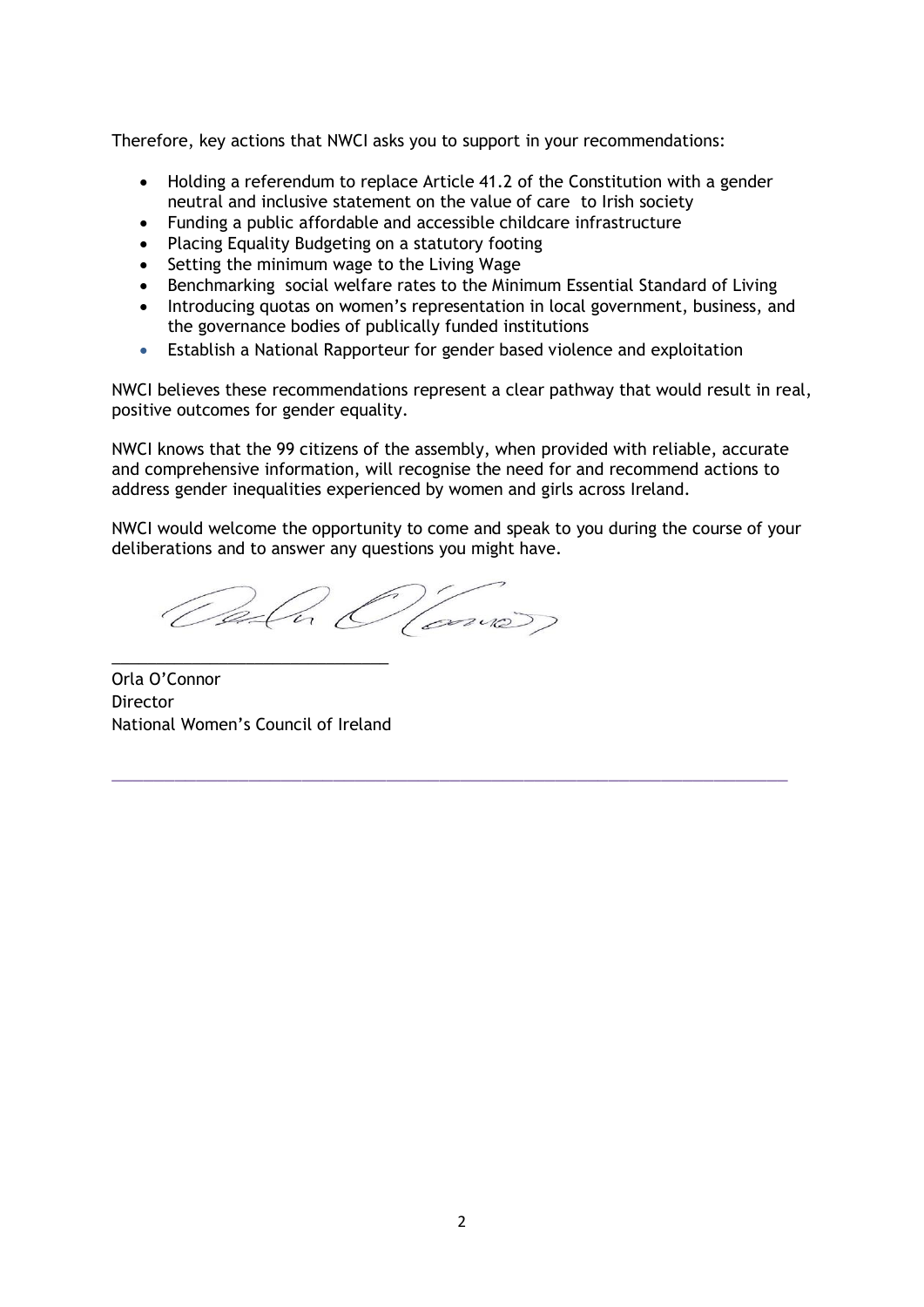Therefore, key actions that NWCI asks you to support in your recommendations:

- Holding a referendum to replace Article 41.2 of the Constitution with a gender neutral and inclusive statement on the value of care to Irish society
- Funding a public affordable and accessible childcare infrastructure
- Placing Equality Budgeting on a statutory footing
- Setting the minimum wage to the Living Wage
- Benchmarking social welfare rates to the Minimum Essential Standard of Living
- Introducing quotas on women's representation in local government, business, and the governance bodies of publically funded institutions
- Establish a National Rapporteur for gender based violence and exploitation

NWCI believes these recommendations represent a clear pathway that would result in real, positive outcomes for gender equality.

NWCI knows that the 99 citizens of the assembly, when provided with reliable, accurate and comprehensive information, will recognise the need for and recommend actions to address gender inequalities experienced by women and girls across Ireland.

NWCI would welcome the opportunity to come and speak to you during the course of your deliberations and to answer any questions you might have.

_____________________________

Orla O'Connor
Director
National Women's Council of Ireland

---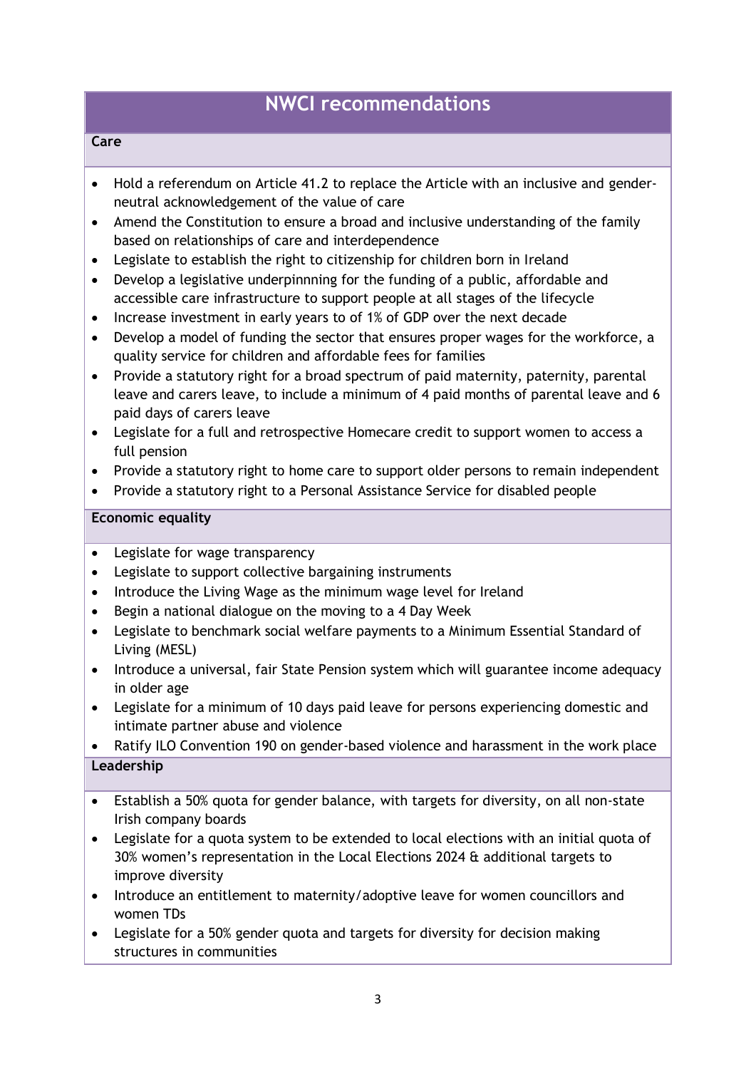## NWCI recommendations

### Care

- Hold a referendum on Article 41.2 to replace the Article with an inclusive and gender-neutral acknowledgement of the value of care
- Amend the Constitution to ensure a broad and inclusive understanding of the family based on relationships of care and interdependence
- Legislate to establish the right to citizenship for children born in Ireland
- Develop a legislative underpinnning for the funding of a public, affordable and accessible care infrastructure to support people at all stages of the lifecycle
- Increase investment in early years to of 1% of GDP over the next decade
- Develop a model of funding the sector that ensures proper wages for the workforce, a quality service for children and affordable fees for families
- Provide a statutory right for a broad spectrum of paid maternity, paternity, parental leave and carers leave, to include a minimum of 4 paid months of parental leave and 6 paid days of carers leave
- Legislate for a full and retrospective Homecare credit to support women to access a full pension
- Provide a statutory right to home care to support older persons to remain independent
- Provide a statutory right to a Personal Assistance Service for disabled people

### Economic equality

- Legislate for wage transparency
- Legislate to support collective bargaining instruments
- Introduce the Living Wage as the minimum wage level for Ireland
- Begin a national dialogue on the moving to a 4 Day Week
- Legislate to benchmark social welfare payments to a Minimum Essential Standard of Living (MESL)
- Introduce a universal, fair State Pension system which will guarantee income adequacy in older age
- Legislate for a minimum of 10 days paid leave for persons experiencing domestic and intimate partner abuse and violence
- Ratify ILO Convention 190 on gender-based violence and harassment in the work place

### Leadership

- Establish a 50% quota for gender balance, with targets for diversity, on all non-state Irish company boards
- Legislate for a quota system to be extended to local elections with an initial quota of 30% women's representation in the Local Elections 2024 & additional targets to improve diversity
- Introduce an entitlement to maternity/adoptive leave for women councillors and women TDs
- Legislate for a 50% gender quota and targets for diversity for decision making structures in communities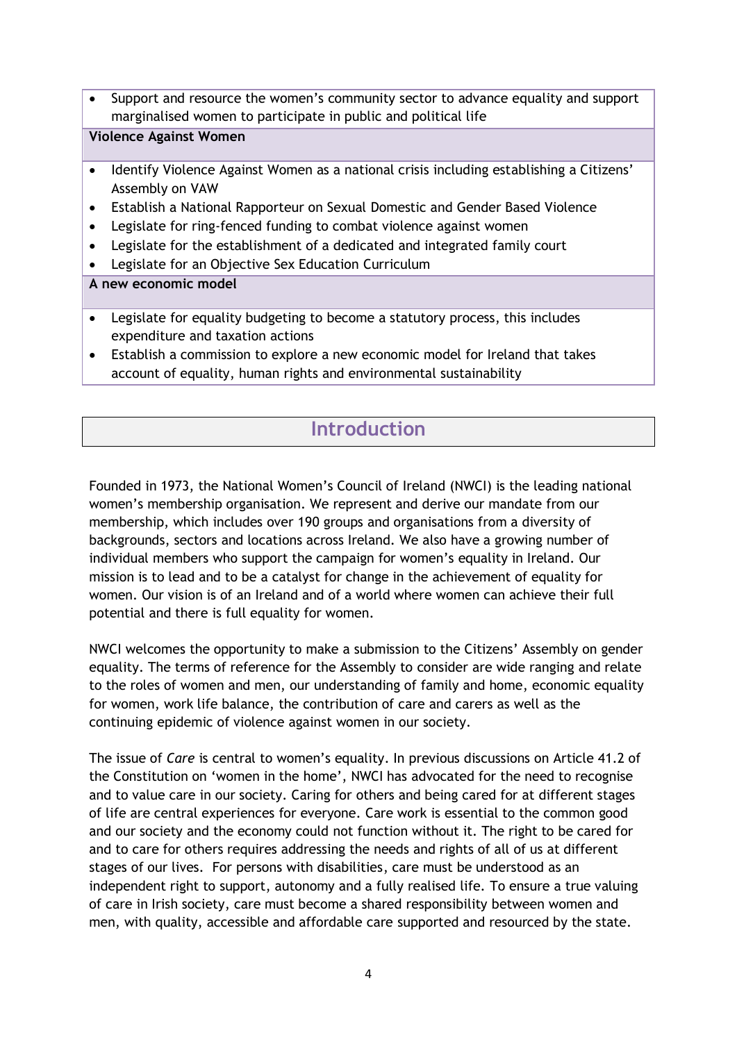- Support and resource the women's community sector to advance equality and support marginalised women to participate in public and political life

**Violence Against Women**

- Identify Violence Against Women as a national crisis including establishing a Citizens' Assembly on VAW
- Establish a National Rapporteur on Sexual Domestic and Gender Based Violence
- Legislate for ring-fenced funding to combat violence against women
- Legislate for the establishment of a dedicated and integrated family court
- Legislate for an Objective Sex Education Curriculum

**A new economic model**

- Legislate for equality budgeting to become a statutory process, this includes expenditure and taxation actions
- Establish a commission to explore a new economic model for Ireland that takes account of equality, human rights and environmental sustainability

## Introduction

Founded in 1973, the National Women's Council of Ireland (NWCI) is the leading national women's membership organisation. We represent and derive our mandate from our membership, which includes over 190 groups and organisations from a diversity of backgrounds, sectors and locations across Ireland. We also have a growing number of individual members who support the campaign for women's equality in Ireland. Our mission is to lead and to be a catalyst for change in the achievement of equality for women. Our vision is of an Ireland and of a world where women can achieve their full potential and there is full equality for women.

NWCI welcomes the opportunity to make a submission to the Citizens' Assembly on gender equality. The terms of reference for the Assembly to consider are wide ranging and relate to the roles of women and men, our understanding of family and home, economic equality for women, work life balance, the contribution of care and carers as well as the continuing epidemic of violence against women in our society.

The issue of *Care* is central to women's equality. In previous discussions on Article 41.2 of the Constitution on 'women in the home', NWCI has advocated for the need to recognise and to value care in our society. Caring for others and being cared for at different stages of life are central experiences for everyone. Care work is essential to the common good and our society and the economy could not function without it. The right to be cared for and to care for others requires addressing the needs and rights of all of us at different stages of our lives. For persons with disabilities, care must be understood as an independent right to support, autonomy and a fully realised life. To ensure a true valuing of care in Irish society, care must become a shared responsibility between women and men, with quality, accessible and affordable care supported and resourced by the state.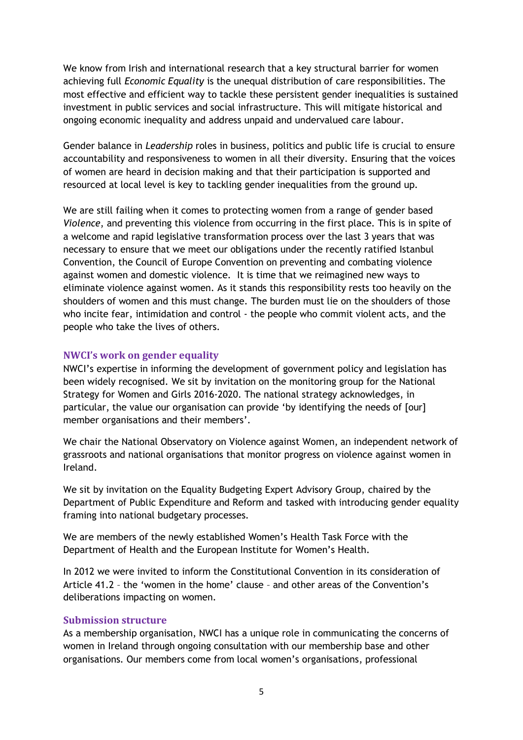We know from Irish and international research that a key structural barrier for women achieving full *Economic Equality* is the unequal distribution of care responsibilities. The most effective and efficient way to tackle these persistent gender inequalities is sustained investment in public services and social infrastructure. This will mitigate historical and ongoing economic inequality and address unpaid and undervalued care labour.

Gender balance in *Leadership* roles in business, politics and public life is crucial to ensure accountability and responsiveness to women in all their diversity. Ensuring that the voices of women are heard in decision making and that their participation is supported and resourced at local level is key to tackling gender inequalities from the ground up.

We are still failing when it comes to protecting women from a range of gender based *Violence*, and preventing this violence from occurring in the first place. This is in spite of a welcome and rapid legislative transformation process over the last 3 years that was necessary to ensure that we meet our obligations under the recently ratified Istanbul Convention, the Council of Europe Convention on preventing and combating violence against women and domestic violence. It is time that we reimagined new ways to eliminate violence against women. As it stands this responsibility rests too heavily on the shoulders of women and this must change. The burden must lie on the shoulders of those who incite fear, intimidation and control - the people who commit violent acts, and the people who take the lives of others.

### NWCI's work on gender equality

NWCI's expertise in informing the development of government policy and legislation has been widely recognised. We sit by invitation on the monitoring group for the National Strategy for Women and Girls 2016-2020. The national strategy acknowledges, in particular, the value our organisation can provide 'by identifying the needs of [our] member organisations and their members'.

We chair the National Observatory on Violence against Women, an independent network of grassroots and national organisations that monitor progress on violence against women in Ireland.

We sit by invitation on the Equality Budgeting Expert Advisory Group, chaired by the Department of Public Expenditure and Reform and tasked with introducing gender equality framing into national budgetary processes.

We are members of the newly established Women's Health Task Force with the Department of Health and the European Institute for Women's Health.

In 2012 we were invited to inform the Constitutional Convention in its consideration of Article 41.2 – the 'women in the home' clause – and other areas of the Convention's deliberations impacting on women.

### Submission structure

As a membership organisation, NWCI has a unique role in communicating the concerns of women in Ireland through ongoing consultation with our membership base and other organisations. Our members come from local women's organisations, professional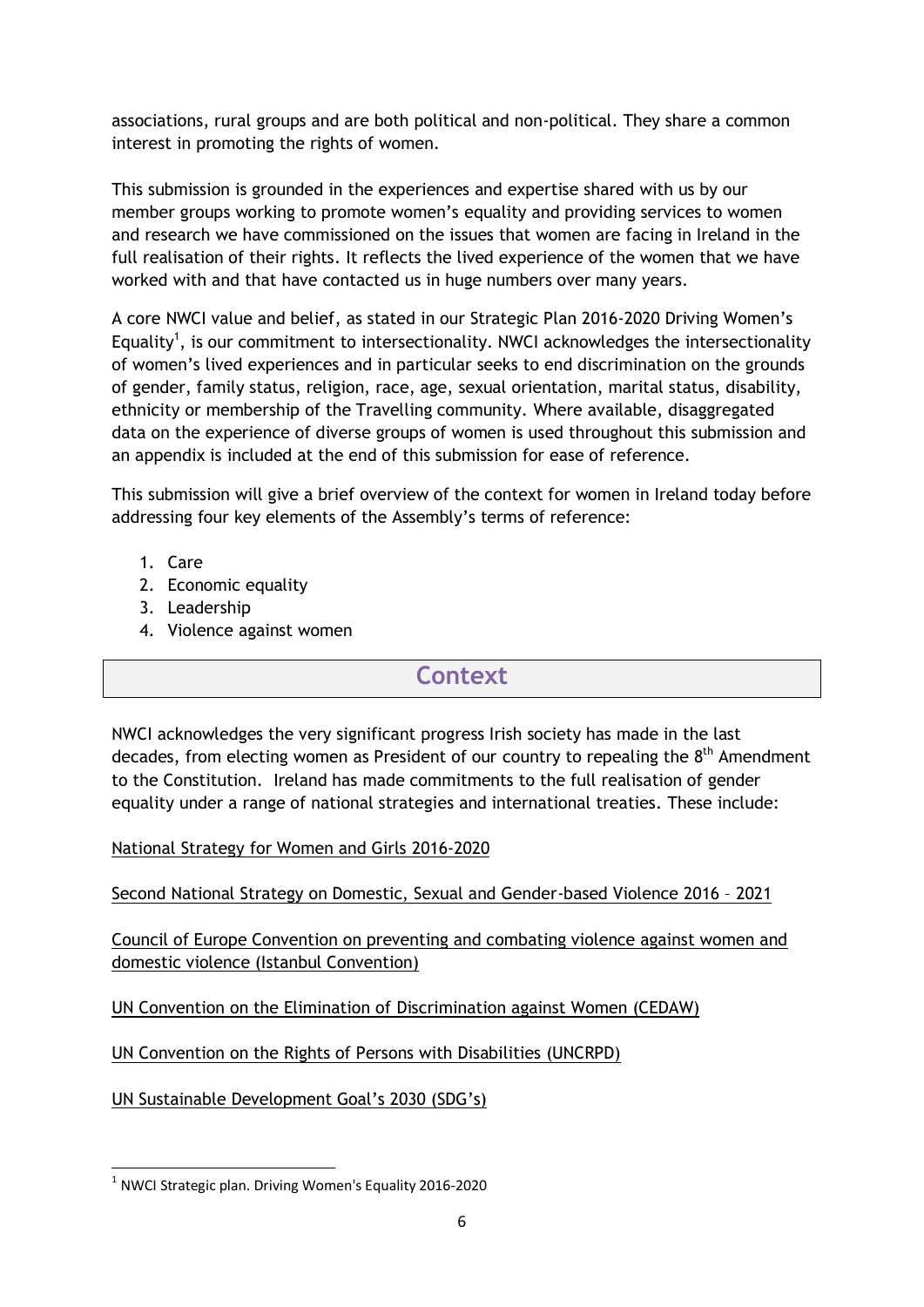associations, rural groups and are both political and non-political. They share a common interest in promoting the rights of women.

This submission is grounded in the experiences and expertise shared with us by our member groups working to promote women's equality and providing services to women and research we have commissioned on the issues that women are facing in Ireland in the full realisation of their rights. It reflects the lived experience of the women that we have worked with and that have contacted us in huge numbers over many years.

A core NWCI value and belief, as stated in our Strategic Plan 2016-2020 Driving Women's Equality[1], is our commitment to intersectionality. NWCI acknowledges the intersectionality of women's lived experiences and in particular seeks to end discrimination on the grounds of gender, family status, religion, race, age, sexual orientation, marital status, disability, ethnicity or membership of the Travelling community. Where available, disaggregated data on the experience of diverse groups of women is used throughout this submission and an appendix is included at the end of this submission for ease of reference.

This submission will give a brief overview of the context for women in Ireland today before addressing four key elements of the Assembly's terms of reference:

1. Care
2. Economic equality
3. Leadership
4. Violence against women

## Context

NWCI acknowledges the very significant progress Irish society has made in the last decades, from electing women as President of our country to repealing the 8th Amendment to the Constitution. Ireland has made commitments to the full realisation of gender equality under a range of national strategies and international treaties. These include:

National Strategy for Women and Girls 2016-2020

Second National Strategy on Domestic, Sexual and Gender-based Violence 2016 – 2021

Council of Europe Convention on preventing and combating violence against women and domestic violence (Istanbul Convention)

UN Convention on the Elimination of Discrimination against Women (CEDAW)

UN Convention on the Rights of Persons with Disabilities (UNCRPD)

UN Sustainable Development Goal's 2030 (SDG's)

---

[1] NWCI Strategic plan. Driving Women's Equality 2016-2020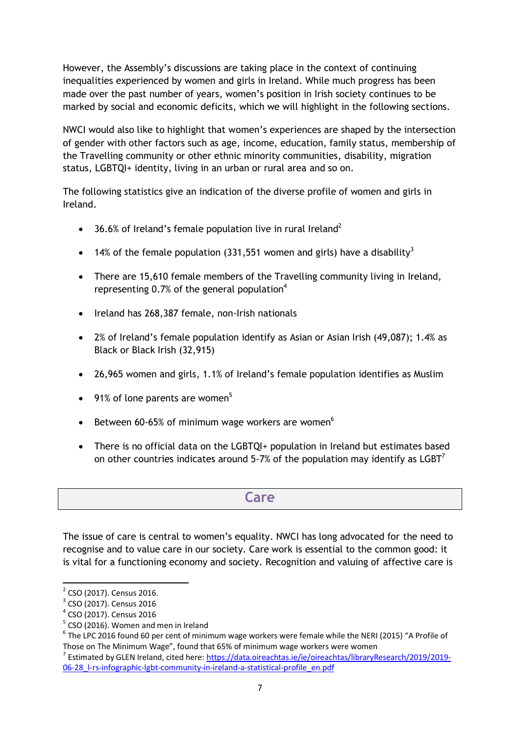However, the Assembly's discussions are taking place in the context of continuing inequalities experienced by women and girls in Ireland. While much progress has been made over the past number of years, women's position in Irish society continues to be marked by social and economic deficits, which we will highlight in the following sections.

NWCI would also like to highlight that women's experiences are shaped by the intersection of gender with other factors such as age, income, education, family status, membership of the Travelling community or other ethnic minority communities, disability, migration status, LGBTQI+ identity, living in an urban or rural area and so on.

The following statistics give an indication of the diverse profile of women and girls in Ireland.

- 36.6% of Ireland's female population live in rural Ireland[2]
- 14% of the female population (331,551 women and girls) have a disability[3]
- There are 15,610 female members of the Travelling community living in Ireland, representing 0.7% of the general population[4]
- Ireland has 268,387 female, non-Irish nationals
- 2% of Ireland's female population identify as Asian or Asian Irish (49,087); 1.4% as Black or Black Irish (32,915)
- 26,965 women and girls, 1.1% of Ireland's female population identifies as Muslim
- 91% of lone parents are women[5]
- Between 60-65% of minimum wage workers are women[6]
- There is no official data on the LGBTQI+ population in Ireland but estimates based on other countries indicates around 5-7% of the population may identify as LGBT[7]

## Care

The issue of care is central to women's equality. NWCI has long advocated for the need to recognise and to value care in our society. Care work is essential to the common good: it is vital for a functioning economy and society. Recognition and valuing of affective care is

---

[2] CSO (2017). Census 2016.

[3] CSO (2017). Census 2016

[4] CSO (2017). Census 2016

[5] CSO (2016). Women and men in Ireland

[6] The LPC 2016 found 60 per cent of minimum wage workers were female while the NERI (2015) "A Profile of Those on The Minimum Wage", found that 65% of minimum wage workers were women

[7] Estimated by GLEN Ireland, cited here: https://data.oireachtas.ie/ie/oireachtas/libraryResearch/2019/2019-06-28_l-rs-infographic-lgbt-community-in-ireland-a-statistical-profile_en.pdf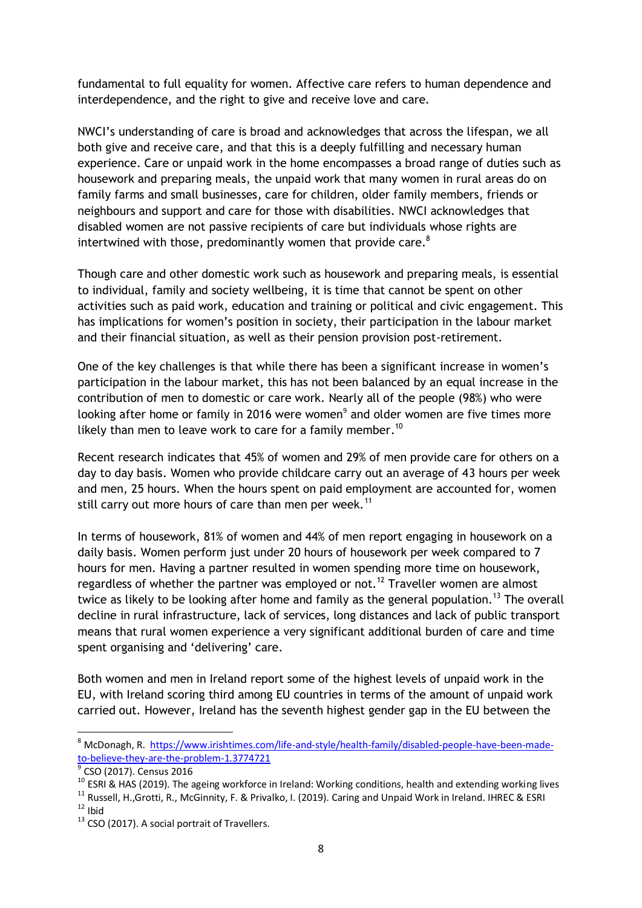fundamental to full equality for women. Affective care refers to human dependence and interdependence, and the right to give and receive love and care.

NWCI's understanding of care is broad and acknowledges that across the lifespan, we all both give and receive care, and that this is a deeply fulfilling and necessary human experience. Care or unpaid work in the home encompasses a broad range of duties such as housework and preparing meals, the unpaid work that many women in rural areas do on family farms and small businesses, care for children, older family members, friends or neighbours and support and care for those with disabilities. NWCI acknowledges that disabled women are not passive recipients of care but individuals whose rights are intertwined with those, predominantly women that provide care.[8]

Though care and other domestic work such as housework and preparing meals, is essential to individual, family and society wellbeing, it is time that cannot be spent on other activities such as paid work, education and training or political and civic engagement. This has implications for women's position in society, their participation in the labour market and their financial situation, as well as their pension provision post-retirement.

One of the key challenges is that while there has been a significant increase in women's participation in the labour market, this has not been balanced by an equal increase in the contribution of men to domestic or care work. Nearly all of the people (98%) who were looking after home or family in 2016 were women[9] and older women are five times more likely than men to leave work to care for a family member.[10]

Recent research indicates that 45% of women and 29% of men provide care for others on a day to day basis. Women who provide childcare carry out an average of 43 hours per week and men, 25 hours. When the hours spent on paid employment are accounted for, women still carry out more hours of care than men per week.[11]

In terms of housework, 81% of women and 44% of men report engaging in housework on a daily basis. Women perform just under 20 hours of housework per week compared to 7 hours for men. Having a partner resulted in women spending more time on housework, regardless of whether the partner was employed or not.[12] Traveller women are almost twice as likely to be looking after home and family as the general population.[13] The overall decline in rural infrastructure, lack of services, long distances and lack of public transport means that rural women experience a very significant additional burden of care and time spent organising and 'delivering' care.

Both women and men in Ireland report some of the highest levels of unpaid work in the EU, with Ireland scoring third among EU countries in terms of the amount of unpaid work carried out. However, Ireland has the seventh highest gender gap in the EU between the

---

[8] McDonagh, R. https://www.irishtimes.com/life-and-style/health-family/disabled-people-have-been-made-to-believe-they-are-the-problem-1.3774721

[9] CSO (2017). Census 2016

[10] ESRI & HAS (2019). The ageing workforce in Ireland: Working conditions, health and extending working lives

[11] Russell, H.,Grotti, R., McGinnity, F. & Privalko, I. (2019). Caring and Unpaid Work in Ireland. IHREC & ESRI

[12] Ibid

[13] CSO (2017). A social portrait of Travellers.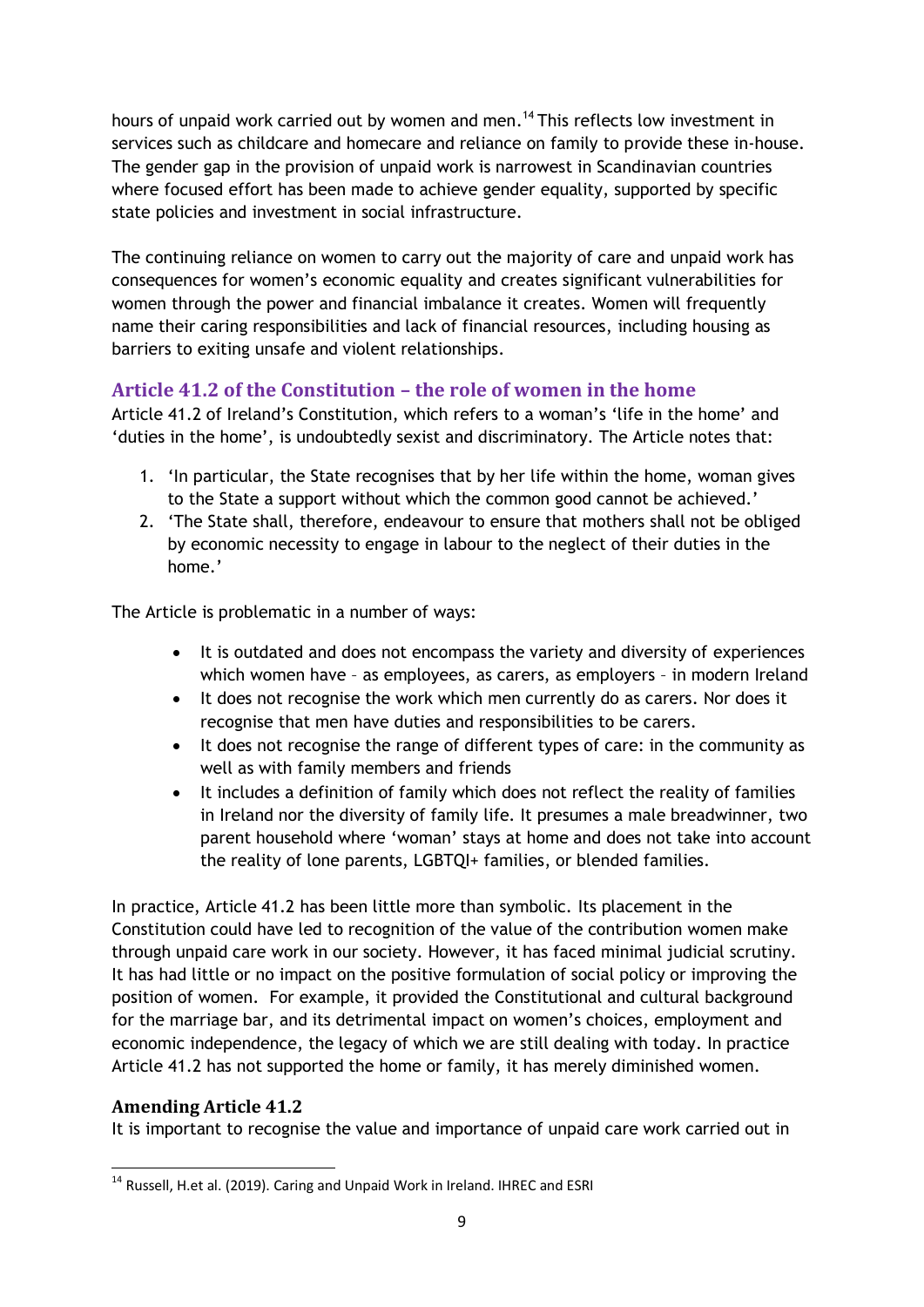hours of unpaid work carried out by women and men.[14] This reflects low investment in services such as childcare and homecare and reliance on family to provide these in-house. The gender gap in the provision of unpaid work is narrowest in Scandinavian countries where focused effort has been made to achieve gender equality, supported by specific state policies and investment in social infrastructure.

The continuing reliance on women to carry out the majority of care and unpaid work has consequences for women's economic equality and creates significant vulnerabilities for women through the power and financial imbalance it creates. Women will frequently name their caring responsibilities and lack of financial resources, including housing as barriers to exiting unsafe and violent relationships.

## Article 41.2 of the Constitution – the role of women in the home

Article 41.2 of Ireland's Constitution, which refers to a woman's 'life in the home' and 'duties in the home', is undoubtedly sexist and discriminatory. The Article notes that:

1. 'In particular, the State recognises that by her life within the home, woman gives to the State a support without which the common good cannot be achieved.'
2. 'The State shall, therefore, endeavour to ensure that mothers shall not be obliged by economic necessity to engage in labour to the neglect of their duties in the home.'

The Article is problematic in a number of ways:

- It is outdated and does not encompass the variety and diversity of experiences which women have – as employees, as carers, as employers – in modern Ireland
- It does not recognise the work which men currently do as carers. Nor does it recognise that men have duties and responsibilities to be carers.
- It does not recognise the range of different types of care: in the community as well as with family members and friends
- It includes a definition of family which does not reflect the reality of families in Ireland nor the diversity of family life. It presumes a male breadwinner, two parent household where 'woman' stays at home and does not take into account the reality of lone parents, LGBTQI+ families, or blended families.

In practice, Article 41.2 has been little more than symbolic. Its placement in the Constitution could have led to recognition of the value of the contribution women make through unpaid care work in our society. However, it has faced minimal judicial scrutiny. It has had little or no impact on the positive formulation of social policy or improving the position of women. For example, it provided the Constitutional and cultural background for the marriage bar, and its detrimental impact on women's choices, employment and economic independence, the legacy of which we are still dealing with today. In practice Article 41.2 has not supported the home or family, it has merely diminished women.

### Amending Article 41.2

It is important to recognise the value and importance of unpaid care work carried out in

[14] Russell, H.et al. (2019). Caring and Unpaid Work in Ireland. IHREC and ESRI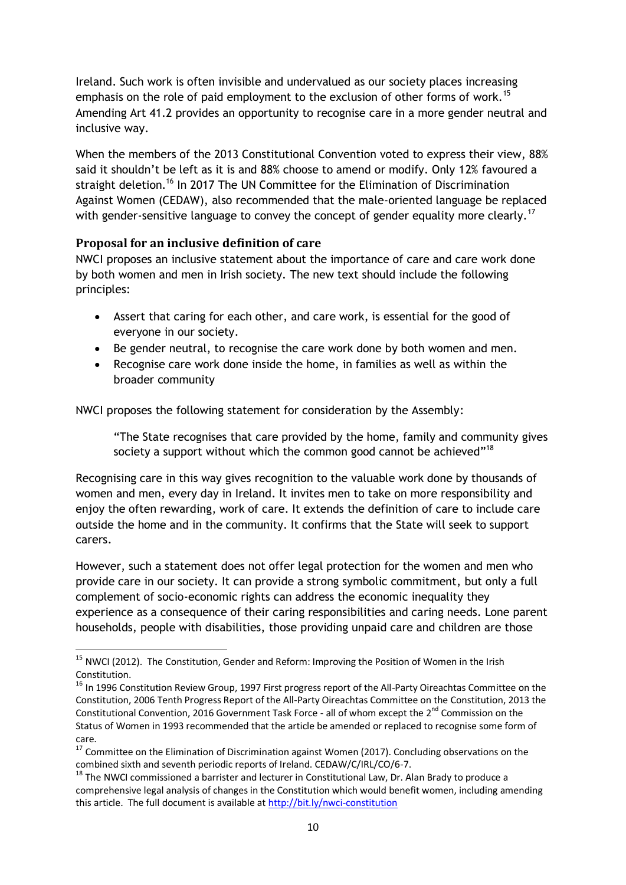Ireland. Such work is often invisible and undervalued as our society places increasing emphasis on the role of paid employment to the exclusion of other forms of work.[15] Amending Art 41.2 provides an opportunity to recognise care in a more gender neutral and inclusive way.

When the members of the 2013 Constitutional Convention voted to express their view, 88% said it shouldn't be left as it is and 88% choose to amend or modify. Only 12% favoured a straight deletion.[16] In 2017 The UN Committee for the Elimination of Discrimination Against Women (CEDAW), also recommended that the male-oriented language be replaced with gender-sensitive language to convey the concept of gender equality more clearly.[17]

### Proposal for an inclusive definition of care

NWCI proposes an inclusive statement about the importance of care and care work done by both women and men in Irish society. The new text should include the following principles:

- Assert that caring for each other, and care work, is essential for the good of everyone in our society.
- Be gender neutral, to recognise the care work done by both women and men.
- Recognise care work done inside the home, in families as well as within the broader community

NWCI proposes the following statement for consideration by the Assembly:

> "The State recognises that care provided by the home, family and community gives society a support without which the common good cannot be achieved"[18]

Recognising care in this way gives recognition to the valuable work done by thousands of women and men, every day in Ireland. It invites men to take on more responsibility and enjoy the often rewarding, work of care. It extends the definition of care to include care outside the home and in the community. It confirms that the State will seek to support carers.

However, such a statement does not offer legal protection for the women and men who provide care in our society. It can provide a strong symbolic commitment, but only a full complement of socio-economic rights can address the economic inequality they experience as a consequence of their caring responsibilities and caring needs. Lone parent households, people with disabilities, those providing unpaid care and children are those

---

[15] NWCI (2012). The Constitution, Gender and Reform: Improving the Position of Women in the Irish Constitution.

[16] In 1996 Constitution Review Group, 1997 First progress report of the All-Party Oireachtas Committee on the Constitution, 2006 Tenth Progress Report of the All-Party Oireachtas Committee on the Constitution, 2013 the Constitutional Convention, 2016 Government Task Force - all of whom except the 2nd Commission on the Status of Women in 1993 recommended that the article be amended or replaced to recognise some form of care.

[17] Committee on the Elimination of Discrimination against Women (2017). Concluding observations on the combined sixth and seventh periodic reports of Ireland. CEDAW/C/IRL/CO/6-7.

[18] The NWCI commissioned a barrister and lecturer in Constitutional Law, Dr. Alan Brady to produce a comprehensive legal analysis of changes in the Constitution which would benefit women, including amending this article. The full document is available at http://bit.ly/nwci-constitution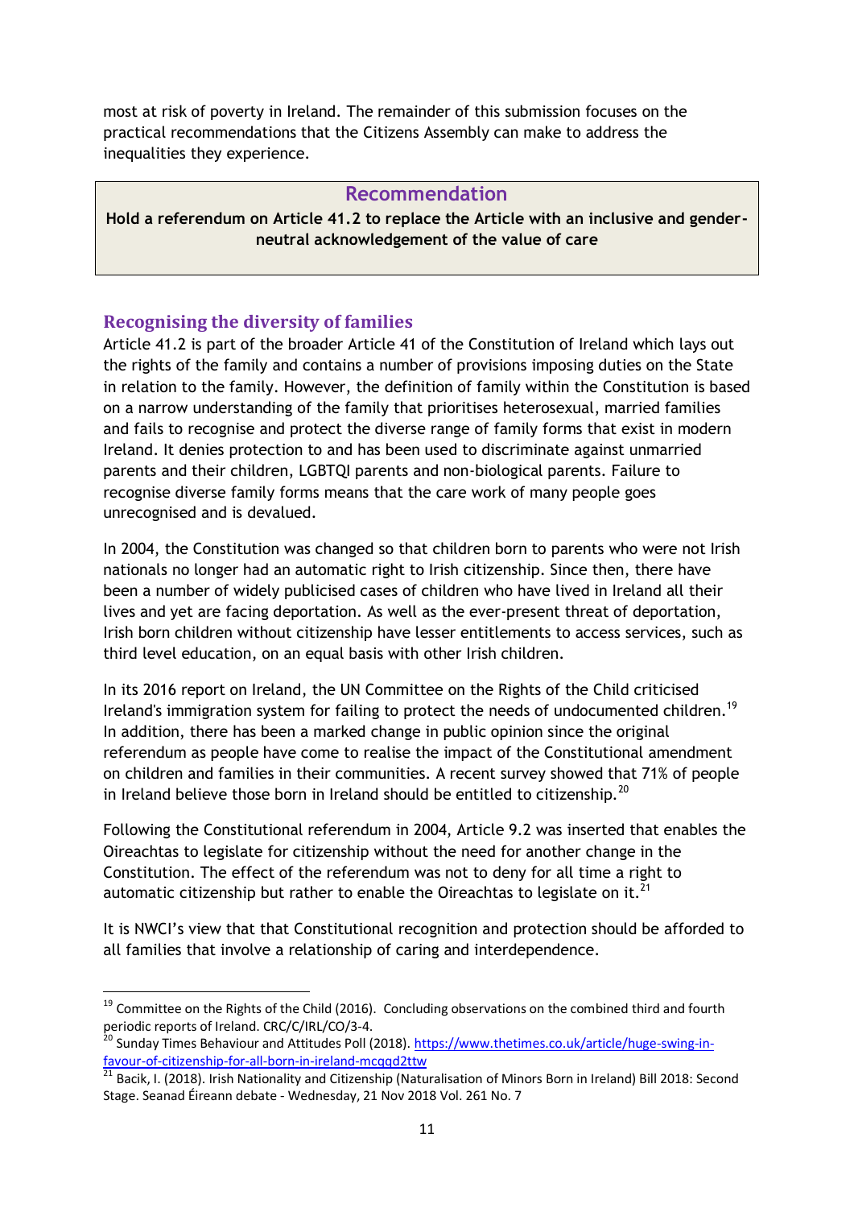most at risk of poverty in Ireland. The remainder of this submission focuses on the practical recommendations that the Citizens Assembly can make to address the inequalities they experience.

> **Recommendation**
>
> **Hold a referendum on Article 41.2 to replace the Article with an inclusive and gender-neutral acknowledgement of the value of care**

## Recognising the diversity of families

Article 41.2 is part of the broader Article 41 of the Constitution of Ireland which lays out the rights of the family and contains a number of provisions imposing duties on the State in relation to the family. However, the definition of family within the Constitution is based on a narrow understanding of the family that prioritises heterosexual, married families and fails to recognise and protect the diverse range of family forms that exist in modern Ireland. It denies protection to and has been used to discriminate against unmarried parents and their children, LGBTQI parents and non-biological parents. Failure to recognise diverse family forms means that the care work of many people goes unrecognised and is devalued.

In 2004, the Constitution was changed so that children born to parents who were not Irish nationals no longer had an automatic right to Irish citizenship. Since then, there have been a number of widely publicised cases of children who have lived in Ireland all their lives and yet are facing deportation. As well as the ever-present threat of deportation, Irish born children without citizenship have lesser entitlements to access services, such as third level education, on an equal basis with other Irish children.

In its 2016 report on Ireland, the UN Committee on the Rights of the Child criticised Ireland's immigration system for failing to protect the needs of undocumented children.[19] In addition, there has been a marked change in public opinion since the original referendum as people have come to realise the impact of the Constitutional amendment on children and families in their communities. A recent survey showed that 71% of people in Ireland believe those born in Ireland should be entitled to citizenship.[20]

Following the Constitutional referendum in 2004, Article 9.2 was inserted that enables the Oireachtas to legislate for citizenship without the need for another change in the Constitution. The effect of the referendum was not to deny for all time a right to automatic citizenship but rather to enable the Oireachtas to legislate on it.[21]

It is NWCI's view that that Constitutional recognition and protection should be afforded to all families that involve a relationship of caring and interdependence.

---

[19] Committee on the Rights of the Child (2016). Concluding observations on the combined third and fourth periodic reports of Ireland. CRC/C/IRL/CO/3-4.

[20] Sunday Times Behaviour and Attitudes Poll (2018). https://www.thetimes.co.uk/article/huge-swing-in-favour-of-citizenship-for-all-born-in-ireland-mcqqd2ttw

[21] Bacik, I. (2018). Irish Nationality and Citizenship (Naturalisation of Minors Born in Ireland) Bill 2018: Second Stage. Seanad Éireann debate - Wednesday, 21 Nov 2018 Vol. 261 No. 7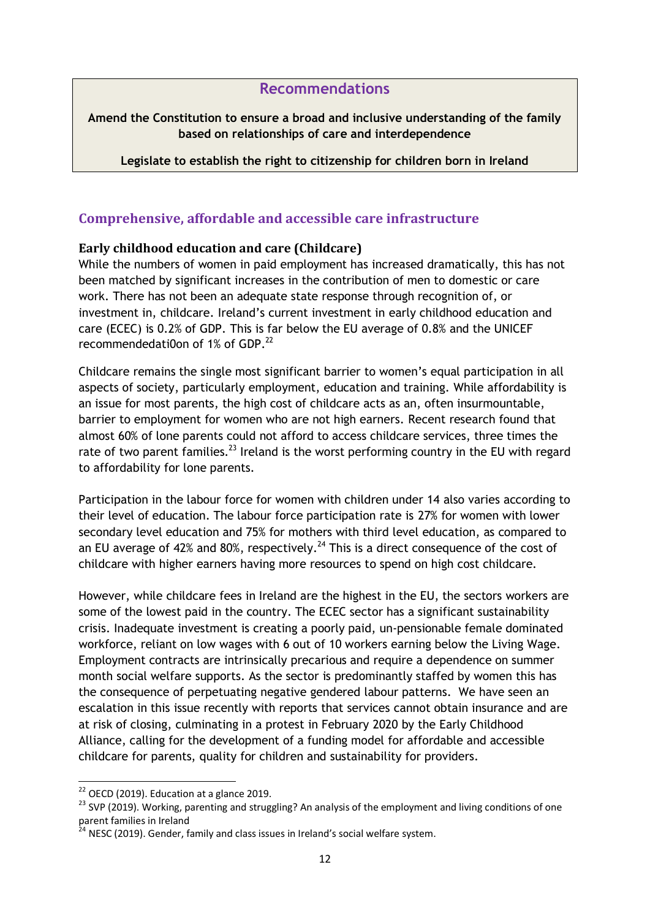## Recommendations

**Amend the Constitution to ensure a broad and inclusive understanding of the family based on relationships of care and interdependence**

**Legislate to establish the right to citizenship for children born in Ireland**

## Comprehensive, affordable and accessible care infrastructure

### Early childhood education and care (Childcare)

While the numbers of women in paid employment has increased dramatically, this has not been matched by significant increases in the contribution of men to domestic or care work. There has not been an adequate state response through recognition of, or investment in, childcare. Ireland's current investment in early childhood education and care (ECEC) is 0.2% of GDP. This is far below the EU average of 0.8% and the UNICEF recommendedati0on of 1% of GDP.[22]

Childcare remains the single most significant barrier to women's equal participation in all aspects of society, particularly employment, education and training. While affordability is an issue for most parents, the high cost of childcare acts as an, often insurmountable, barrier to employment for women who are not high earners. Recent research found that almost 60% of lone parents could not afford to access childcare services, three times the rate of two parent families.[23] Ireland is the worst performing country in the EU with regard to affordability for lone parents.

Participation in the labour force for women with children under 14 also varies according to their level of education. The labour force participation rate is 27% for women with lower secondary level education and 75% for mothers with third level education, as compared to an EU average of 42% and 80%, respectively.[24] This is a direct consequence of the cost of childcare with higher earners having more resources to spend on high cost childcare.

However, while childcare fees in Ireland are the highest in the EU, the sectors workers are some of the lowest paid in the country. The ECEC sector has a significant sustainability crisis. Inadequate investment is creating a poorly paid, un-pensionable female dominated workforce, reliant on low wages with 6 out of 10 workers earning below the Living Wage. Employment contracts are intrinsically precarious and require a dependence on summer month social welfare supports. As the sector is predominantly staffed by women this has the consequence of perpetuating negative gendered labour patterns. We have seen an escalation in this issue recently with reports that services cannot obtain insurance and are at risk of closing, culminating in a protest in February 2020 by the Early Childhood Alliance, calling for the development of a funding model for affordable and accessible childcare for parents, quality for children and sustainability for providers.

---

[22] OECD (2019). Education at a glance 2019.

[23] SVP (2019). Working, parenting and struggling? An analysis of the employment and living conditions of one parent families in Ireland

[24] NESC (2019). Gender, family and class issues in Ireland's social welfare system.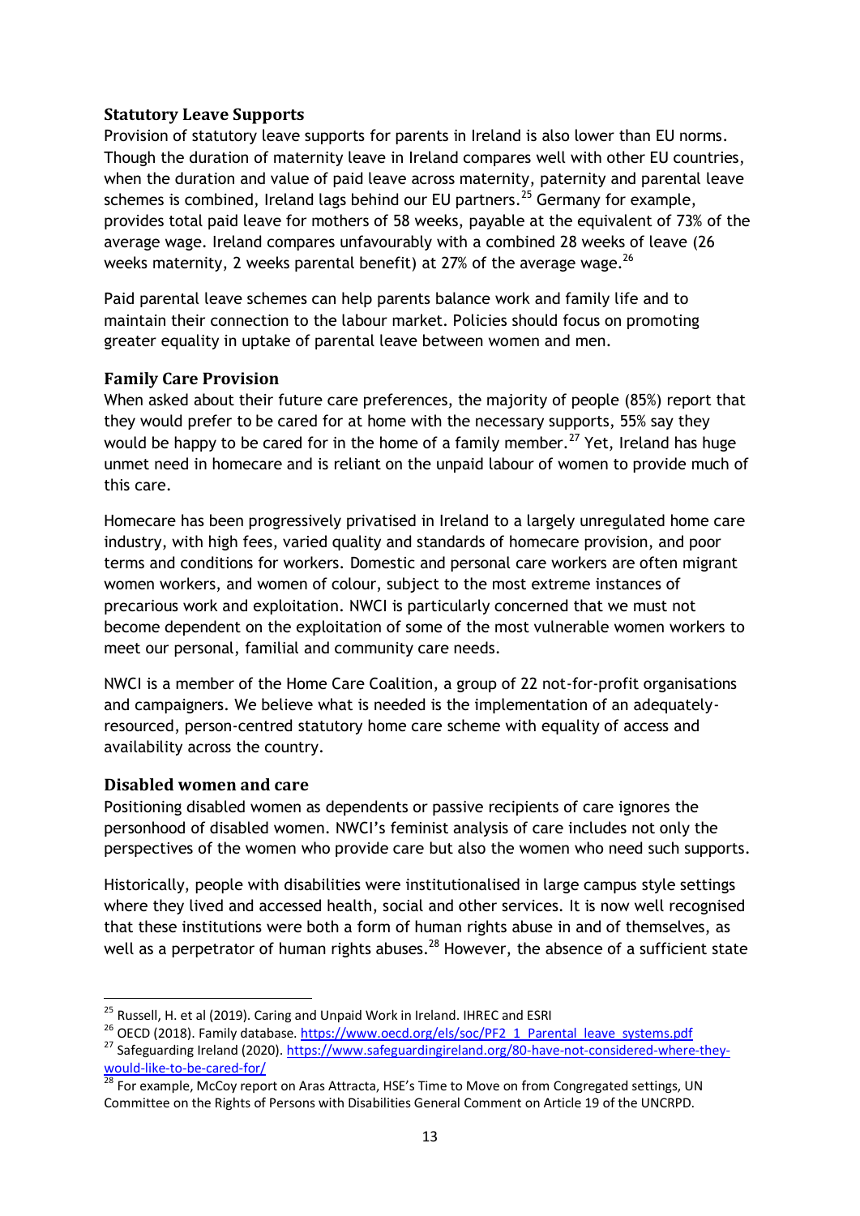### Statutory Leave Supports

Provision of statutory leave supports for parents in Ireland is also lower than EU norms. Though the duration of maternity leave in Ireland compares well with other EU countries, when the duration and value of paid leave across maternity, paternity and parental leave schemes is combined, Ireland lags behind our EU partners.[25] Germany for example, provides total paid leave for mothers of 58 weeks, payable at the equivalent of 73% of the average wage. Ireland compares unfavourably with a combined 28 weeks of leave (26 weeks maternity, 2 weeks parental benefit) at 27% of the average wage.[26]

Paid parental leave schemes can help parents balance work and family life and to maintain their connection to the labour market. Policies should focus on promoting greater equality in uptake of parental leave between women and men.

### Family Care Provision

When asked about their future care preferences, the majority of people (85%) report that they would prefer to be cared for at home with the necessary supports, 55% say they would be happy to be cared for in the home of a family member.[27] Yet, Ireland has huge unmet need in homecare and is reliant on the unpaid labour of women to provide much of this care.

Homecare has been progressively privatised in Ireland to a largely unregulated home care industry, with high fees, varied quality and standards of homecare provision, and poor terms and conditions for workers. Domestic and personal care workers are often migrant women workers, and women of colour, subject to the most extreme instances of precarious work and exploitation. NWCI is particularly concerned that we must not become dependent on the exploitation of some of the most vulnerable women workers to meet our personal, familial and community care needs.

NWCI is a member of the Home Care Coalition, a group of 22 not-for-profit organisations and campaigners. We believe what is needed is the implementation of an adequately-resourced, person-centred statutory home care scheme with equality of access and availability across the country.

### Disabled women and care

Positioning disabled women as dependents or passive recipients of care ignores the personhood of disabled women. NWCI's feminist analysis of care includes not only the perspectives of the women who provide care but also the women who need such supports.

Historically, people with disabilities were institutionalised in large campus style settings where they lived and accessed health, social and other services. It is now well recognised that these institutions were both a form of human rights abuse in and of themselves, as well as a perpetrator of human rights abuses.[28] However, the absence of a sufficient state

---

[25] Russell, H. et al (2019). Caring and Unpaid Work in Ireland. IHREC and ESRI

[26] OECD (2018). Family database. https://www.oecd.org/els/soc/PF2_1_Parental_leave_systems.pdf

[27] Safeguarding Ireland (2020). https://www.safeguardingireland.org/80-have-not-considered-where-they-would-like-to-be-cared-for/

[28] For example, McCoy report on Aras Attracta, HSE's Time to Move on from Congregated settings, UN Committee on the Rights of Persons with Disabilities General Comment on Article 19 of the UNCRPD.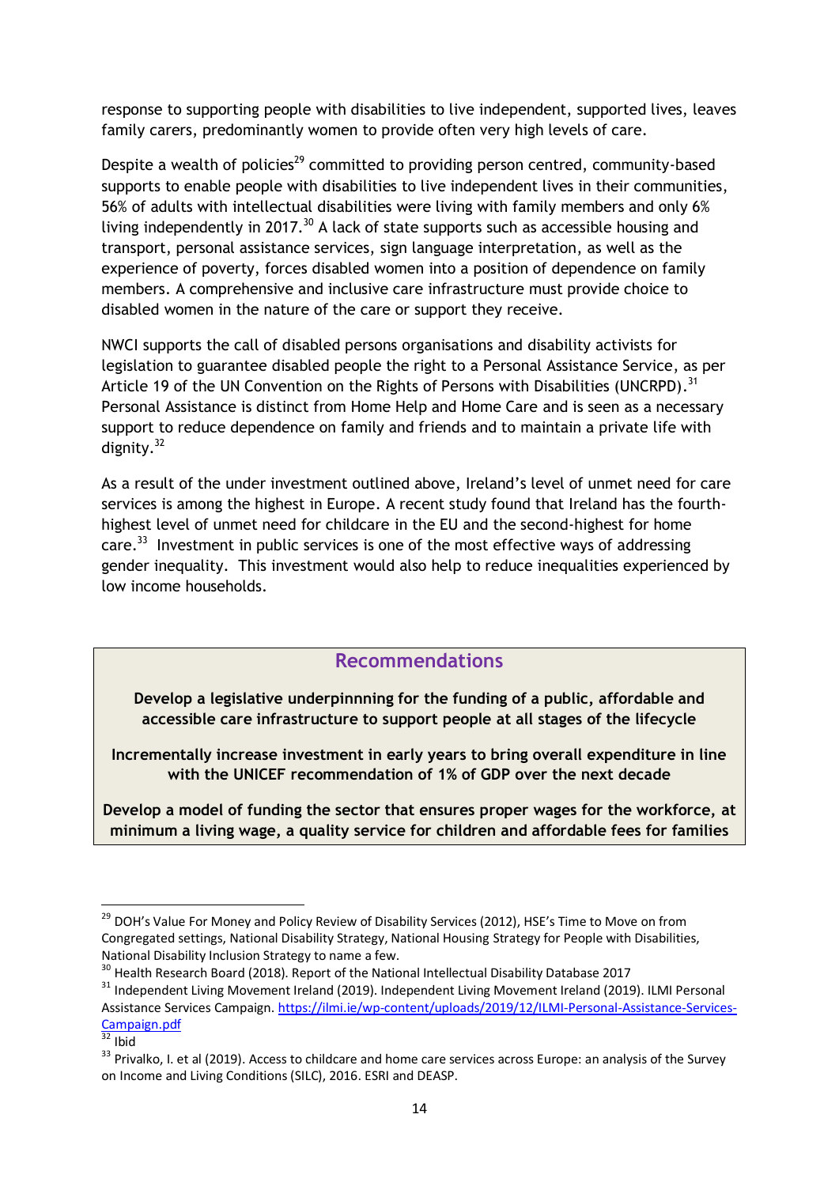response to supporting people with disabilities to live independent, supported lives, leaves family carers, predominantly women to provide often very high levels of care.

Despite a wealth of policies[29] committed to providing person centred, community-based supports to enable people with disabilities to live independent lives in their communities, 56% of adults with intellectual disabilities were living with family members and only 6% living independently in 2017.[30] A lack of state supports such as accessible housing and transport, personal assistance services, sign language interpretation, as well as the experience of poverty, forces disabled women into a position of dependence on family members. A comprehensive and inclusive care infrastructure must provide choice to disabled women in the nature of the care or support they receive.

NWCI supports the call of disabled persons organisations and disability activists for legislation to guarantee disabled people the right to a Personal Assistance Service, as per Article 19 of the UN Convention on the Rights of Persons with Disabilities (UNCRPD).[31] Personal Assistance is distinct from Home Help and Home Care and is seen as a necessary support to reduce dependence on family and friends and to maintain a private life with dignity.[32]

As a result of the under investment outlined above, Ireland's level of unmet need for care services is among the highest in Europe. A recent study found that Ireland has the fourth-highest level of unmet need for childcare in the EU and the second-highest for home care.[33] Investment in public services is one of the most effective ways of addressing gender inequality. This investment would also help to reduce inequalities experienced by low income households.

## Recommendations

**Develop a legislative underpinnning for the funding of a public, affordable and accessible care infrastructure to support people at all stages of the lifecycle**

**Incrementally increase investment in early years to bring overall expenditure in line with the UNICEF recommendation of 1% of GDP over the next decade**

**Develop a model of funding the sector that ensures proper wages for the workforce, at minimum a living wage, a quality service for children and affordable fees for families**

---

[29] DOH's Value For Money and Policy Review of Disability Services (2012), HSE's Time to Move on from Congregated settings, National Disability Strategy, National Housing Strategy for People with Disabilities, National Disability Inclusion Strategy to name a few.

[30] Health Research Board (2018). Report of the National Intellectual Disability Database 2017

[31] Independent Living Movement Ireland (2019). Independent Living Movement Ireland (2019). ILMI Personal Assistance Services Campaign. https://ilmi.ie/wp-content/uploads/2019/12/ILMI-Personal-Assistance-Services-Campaign.pdf

[32] Ibid

[33] Privalko, I. et al (2019). Access to childcare and home care services across Europe: an analysis of the Survey on Income and Living Conditions (SILC), 2016. ESRI and DEASP.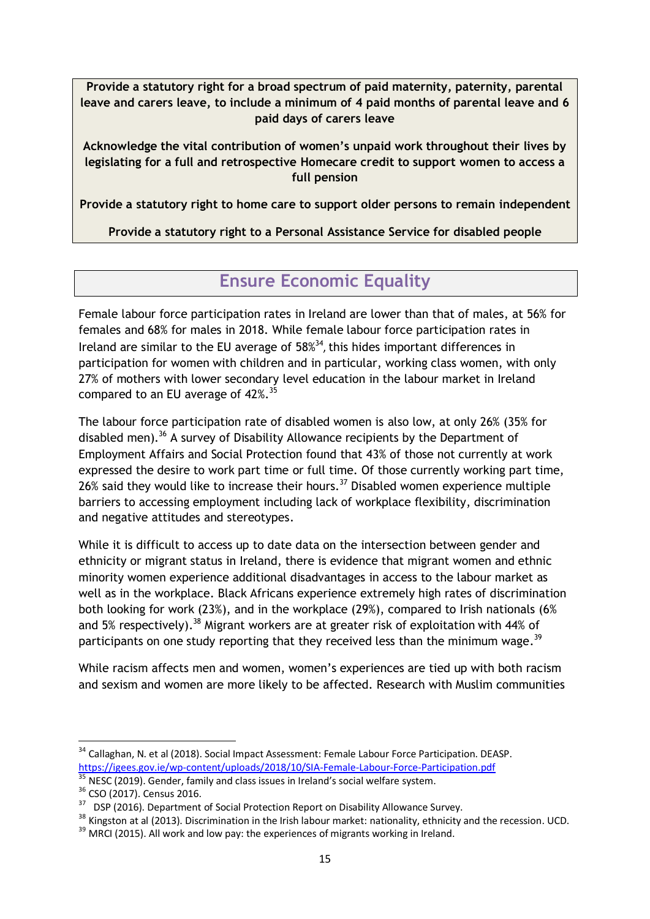**Provide a statutory right for a broad spectrum of paid maternity, paternity, parental leave and carers leave, to include a minimum of 4 paid months of parental leave and 6 paid days of carers leave**

**Acknowledge the vital contribution of women's unpaid work throughout their lives by legislating for a full and retrospective Homecare credit to support women to access a full pension**

**Provide a statutory right to home care to support older persons to remain independent**

**Provide a statutory right to a Personal Assistance Service for disabled people**

## Ensure Economic Equality

Female labour force participation rates in Ireland are lower than that of males, at 56% for females and 68% for males in 2018. While female labour force participation rates in Ireland are similar to the EU average of 58%[34], this hides important differences in participation for women with children and in particular, working class women, with only 27% of mothers with lower secondary level education in the labour market in Ireland compared to an EU average of 42%.[35]

The labour force participation rate of disabled women is also low, at only 26% (35% for disabled men).[36] A survey of Disability Allowance recipients by the Department of Employment Affairs and Social Protection found that 43% of those not currently at work expressed the desire to work part time or full time. Of those currently working part time, 26% said they would like to increase their hours.[37] Disabled women experience multiple barriers to accessing employment including lack of workplace flexibility, discrimination and negative attitudes and stereotypes.

While it is difficult to access up to date data on the intersection between gender and ethnicity or migrant status in Ireland, there is evidence that migrant women and ethnic minority women experience additional disadvantages in access to the labour market as well as in the workplace. Black Africans experience extremely high rates of discrimination both looking for work (23%), and in the workplace (29%), compared to Irish nationals (6% and 5% respectively).[38] Migrant workers are at greater risk of exploitation with 44% of participants on one study reporting that they received less than the minimum wage.[39]

While racism affects men and women, women's experiences are tied up with both racism and sexism and women are more likely to be affected. Research with Muslim communities

---

[34] Callaghan, N. et al (2018). Social Impact Assessment: Female Labour Force Participation. DEASP. https://igees.gov.ie/wp-content/uploads/2018/10/SIA-Female-Labour-Force-Participation.pdf

[35] NESC (2019). Gender, family and class issues in Ireland's social welfare system.

[36] CSO (2017). Census 2016.

[37] DSP (2016). Department of Social Protection Report on Disability Allowance Survey.

[38] Kingston at al (2013). Discrimination in the Irish labour market: nationality, ethnicity and the recession. UCD.

[39] MRCI (2015). All work and low pay: the experiences of migrants working in Ireland.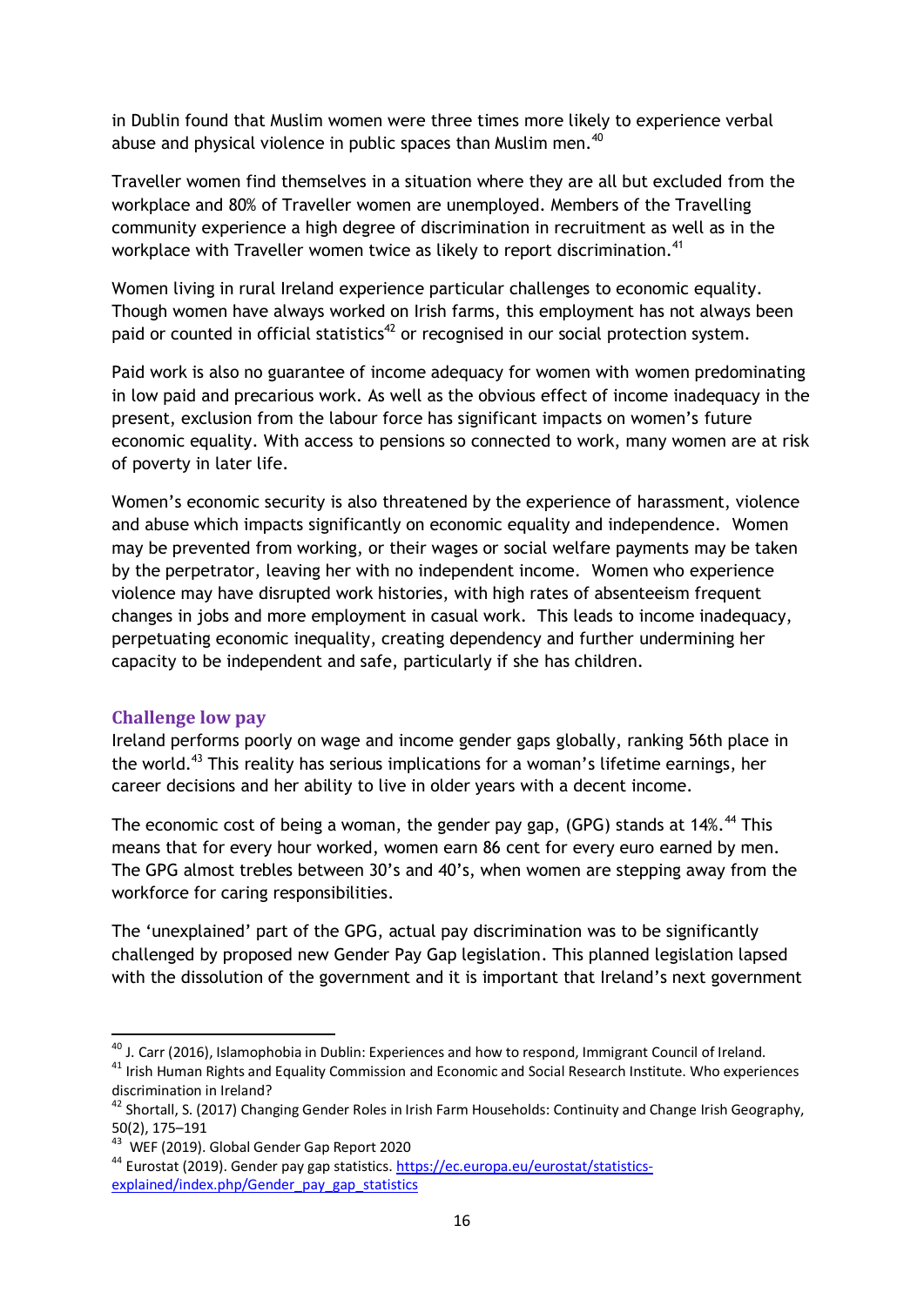in Dublin found that Muslim women were three times more likely to experience verbal abuse and physical violence in public spaces than Muslim men.[40]

Traveller women find themselves in a situation where they are all but excluded from the workplace and 80% of Traveller women are unemployed. Members of the Travelling community experience a high degree of discrimination in recruitment as well as in the workplace with Traveller women twice as likely to report discrimination.[41]

Women living in rural Ireland experience particular challenges to economic equality. Though women have always worked on Irish farms, this employment has not always been paid or counted in official statistics[42] or recognised in our social protection system.

Paid work is also no guarantee of income adequacy for women with women predominating in low paid and precarious work. As well as the obvious effect of income inadequacy in the present, exclusion from the labour force has significant impacts on women's future economic equality. With access to pensions so connected to work, many women are at risk of poverty in later life.

Women's economic security is also threatened by the experience of harassment, violence and abuse which impacts significantly on economic equality and independence. Women may be prevented from working, or their wages or social welfare payments may be taken by the perpetrator, leaving her with no independent income. Women who experience violence may have disrupted work histories, with high rates of absenteeism frequent changes in jobs and more employment in casual work. This leads to income inadequacy, perpetuating economic inequality, creating dependency and further undermining her capacity to be independent and safe, particularly if she has children.

### Challenge low pay

Ireland performs poorly on wage and income gender gaps globally, ranking 56th place in the world.[43] This reality has serious implications for a woman's lifetime earnings, her career decisions and her ability to live in older years with a decent income.

The economic cost of being a woman, the gender pay gap, (GPG) stands at 14%.[44] This means that for every hour worked, women earn 86 cent for every euro earned by men. The GPG almost trebles between 30's and 40's, when women are stepping away from the workforce for caring responsibilities.

The 'unexplained' part of the GPG, actual pay discrimination was to be significantly challenged by proposed new Gender Pay Gap legislation. This planned legislation lapsed with the dissolution of the government and it is important that Ireland's next government

---

[40] J. Carr (2016), Islamophobia in Dublin: Experiences and how to respond, Immigrant Council of Ireland.

[41] Irish Human Rights and Equality Commission and Economic and Social Research Institute. Who experiences discrimination in Ireland?

[42] Shortall, S. (2017) Changing Gender Roles in Irish Farm Households: Continuity and Change Irish Geography, 50(2), 175–191

[43] WEF (2019). Global Gender Gap Report 2020

[44] Eurostat (2019). Gender pay gap statistics. https://ec.europa.eu/eurostat/statistics-explained/index.php/Gender_pay_gap_statistics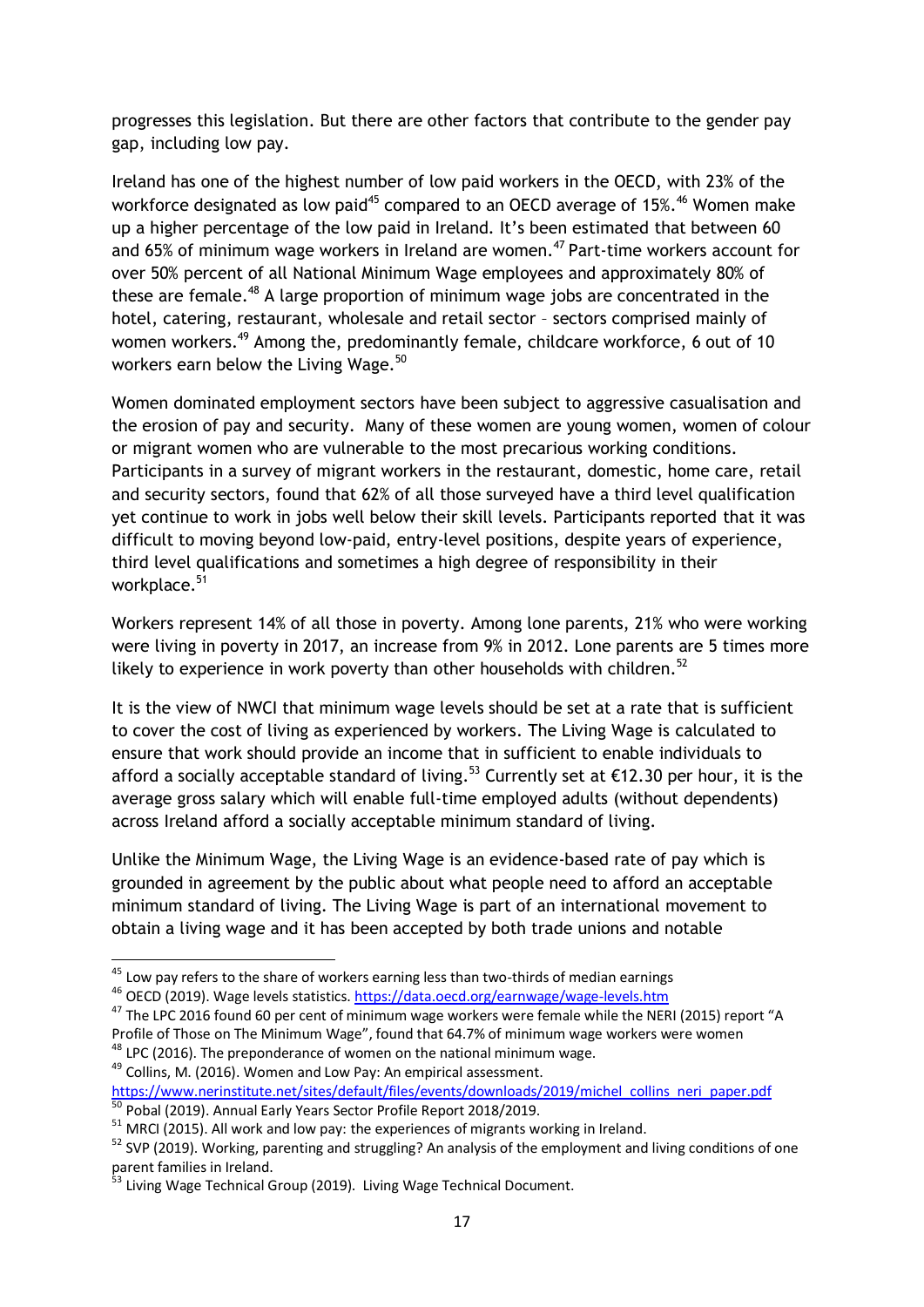progresses this legislation. But there are other factors that contribute to the gender pay gap, including low pay.

Ireland has one of the highest number of low paid workers in the OECD, with 23% of the workforce designated as low paid[45] compared to an OECD average of 15%.[46] Women make up a higher percentage of the low paid in Ireland. It's been estimated that between 60 and 65% of minimum wage workers in Ireland are women.[47] Part-time workers account for over 50% percent of all National Minimum Wage employees and approximately 80% of these are female.[48] A large proportion of minimum wage jobs are concentrated in the hotel, catering, restaurant, wholesale and retail sector – sectors comprised mainly of women workers.[49] Among the, predominantly female, childcare workforce, 6 out of 10 workers earn below the Living Wage.[50]

Women dominated employment sectors have been subject to aggressive casualisation and the erosion of pay and security. Many of these women are young women, women of colour or migrant women who are vulnerable to the most precarious working conditions. Participants in a survey of migrant workers in the restaurant, domestic, home care, retail and security sectors, found that 62% of all those surveyed have a third level qualification yet continue to work in jobs well below their skill levels. Participants reported that it was difficult to moving beyond low-paid, entry-level positions, despite years of experience, third level qualifications and sometimes a high degree of responsibility in their workplace.[51]

Workers represent 14% of all those in poverty. Among lone parents, 21% who were working were living in poverty in 2017, an increase from 9% in 2012. Lone parents are 5 times more likely to experience in work poverty than other households with children.[52]

It is the view of NWCI that minimum wage levels should be set at a rate that is sufficient to cover the cost of living as experienced by workers. The Living Wage is calculated to ensure that work should provide an income that in sufficient to enable individuals to afford a socially acceptable standard of living.[53] Currently set at €12.30 per hour, it is the average gross salary which will enable full-time employed adults (without dependents) across Ireland afford a socially acceptable minimum standard of living.

Unlike the Minimum Wage, the Living Wage is an evidence-based rate of pay which is grounded in agreement by the public about what people need to afford an acceptable minimum standard of living. The Living Wage is part of an international movement to obtain a living wage and it has been accepted by both trade unions and notable

---

[45] Low pay refers to the share of workers earning less than two-thirds of median earnings

[46] OECD (2019). Wage levels statistics. https://data.oecd.org/earnwage/wage-levels.htm

[47] The LPC 2016 found 60 per cent of minimum wage workers were female while the NERI (2015) report "A Profile of Those on The Minimum Wage", found that 64.7% of minimum wage workers were women

[48] LPC (2016). The preponderance of women on the national minimum wage.

[49] Collins, M. (2016). Women and Low Pay: An empirical assessment. https://www.nerinstitute.net/sites/default/files/events/downloads/2019/michel_collins_neri_paper.pdf

[50] Pobal (2019). Annual Early Years Sector Profile Report 2018/2019.

[51] MRCI (2015). All work and low pay: the experiences of migrants working in Ireland.

[52] SVP (2019). Working, parenting and struggling? An analysis of the employment and living conditions of one parent families in Ireland.

[53] Living Wage Technical Group (2019). Living Wage Technical Document.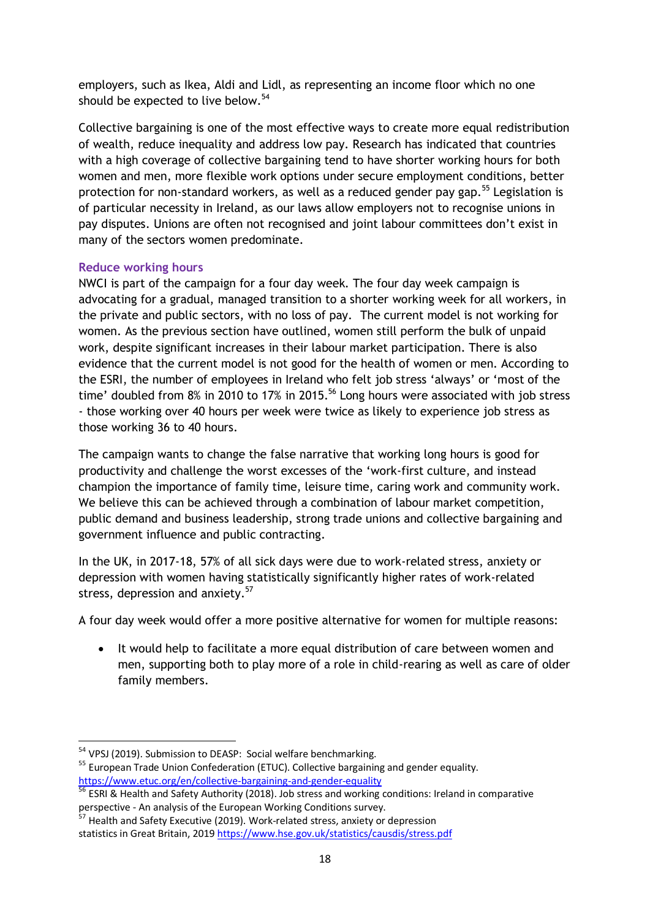employers, such as Ikea, Aldi and Lidl, as representing an income floor which no one should be expected to live below.[54]

Collective bargaining is one of the most effective ways to create more equal redistribution of wealth, reduce inequality and address low pay. Research has indicated that countries with a high coverage of collective bargaining tend to have shorter working hours for both women and men, more flexible work options under secure employment conditions, better protection for non-standard workers, as well as a reduced gender pay gap.[55] Legislation is of particular necessity in Ireland, as our laws allow employers not to recognise unions in pay disputes. Unions are often not recognised and joint labour committees don't exist in many of the sectors women predominate.

### Reduce working hours

NWCI is part of the campaign for a four day week. The four day week campaign is advocating for a gradual, managed transition to a shorter working week for all workers, in the private and public sectors, with no loss of pay. The current model is not working for women. As the previous section have outlined, women still perform the bulk of unpaid work, despite significant increases in their labour market participation. There is also evidence that the current model is not good for the health of women or men. According to the ESRI, the number of employees in Ireland who felt job stress 'always' or 'most of the time' doubled from 8% in 2010 to 17% in 2015.[56] Long hours were associated with job stress - those working over 40 hours per week were twice as likely to experience job stress as those working 36 to 40 hours.

The campaign wants to change the false narrative that working long hours is good for productivity and challenge the worst excesses of the 'work-first culture, and instead champion the importance of family time, leisure time, caring work and community work. We believe this can be achieved through a combination of labour market competition, public demand and business leadership, strong trade unions and collective bargaining and government influence and public contracting.

In the UK, in 2017-18, 57% of all sick days were due to work-related stress, anxiety or depression with women having statistically significantly higher rates of work-related stress, depression and anxiety.[57]

A four day week would offer a more positive alternative for women for multiple reasons:

- It would help to facilitate a more equal distribution of care between women and men, supporting both to play more of a role in child-rearing as well as care of older family members.

---

[54] VPSJ (2019). Submission to DEASP: Social welfare benchmarking.

[55] European Trade Union Confederation (ETUC). Collective bargaining and gender equality. https://www.etuc.org/en/collective-bargaining-and-gender-equality

[56] ESRI & Health and Safety Authority (2018). Job stress and working conditions: Ireland in comparative perspective - An analysis of the European Working Conditions survey.

[57] Health and Safety Executive (2019). Work-related stress, anxiety or depression statistics in Great Britain, 2019 https://www.hse.gov.uk/statistics/causdis/stress.pdf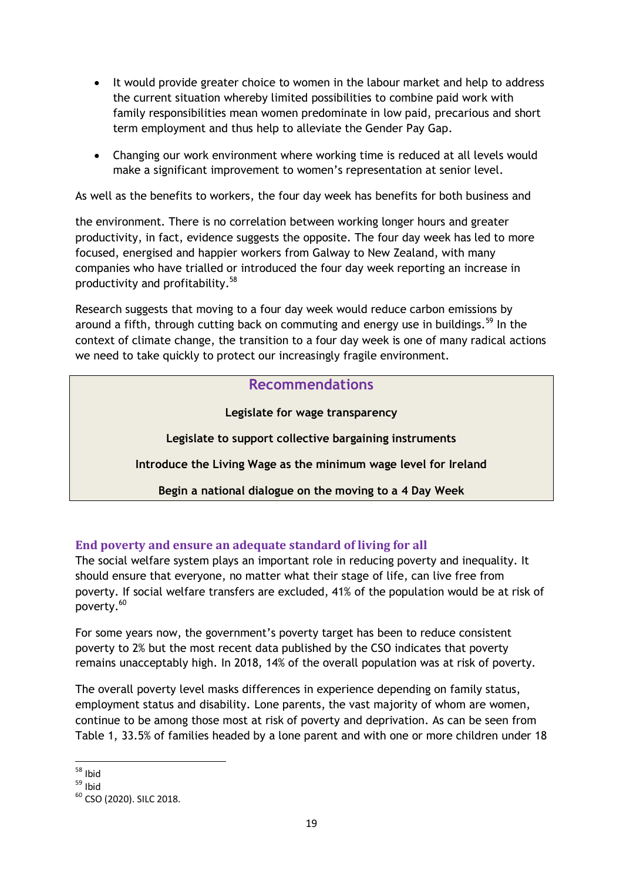- It would provide greater choice to women in the labour market and help to address the current situation whereby limited possibilities to combine paid work with family responsibilities mean women predominate in low paid, precarious and short term employment and thus help to alleviate the Gender Pay Gap.

- Changing our work environment where working time is reduced at all levels would make a significant improvement to women's representation at senior level.

As well as the benefits to workers, the four day week has benefits for both business and the environment. There is no correlation between working longer hours and greater productivity, in fact, evidence suggests the opposite. The four day week has led to more focused, energised and happier workers from Galway to New Zealand, with many companies who have trialled or introduced the four day week reporting an increase in productivity and profitability.[58]

Research suggests that moving to a four day week would reduce carbon emissions by around a fifth, through cutting back on commuting and energy use in buildings.[59] In the context of climate change, the transition to a four day week is one of many radical actions we need to take quickly to protect our increasingly fragile environment.

### Recommendations

**Legislate for wage transparency**

**Legislate to support collective bargaining instruments**

**Introduce the Living Wage as the minimum wage level for Ireland**

**Begin a national dialogue on the moving to a 4 Day Week**

## End poverty and ensure an adequate standard of living for all

The social welfare system plays an important role in reducing poverty and inequality. It should ensure that everyone, no matter what their stage of life, can live free from poverty. If social welfare transfers are excluded, 41% of the population would be at risk of poverty.[60]

For some years now, the government's poverty target has been to reduce consistent poverty to 2% but the most recent data published by the CSO indicates that poverty remains unacceptably high. In 2018, 14% of the overall population was at risk of poverty.

The overall poverty level masks differences in experience depending on family status, employment status and disability. Lone parents, the vast majority of whom are women, continue to be among those most at risk of poverty and deprivation. As can be seen from Table 1, 33.5% of families headed by a lone parent and with one or more children under 18

---

[58] Ibid
[59] Ibid
[60] CSO (2020). SILC 2018.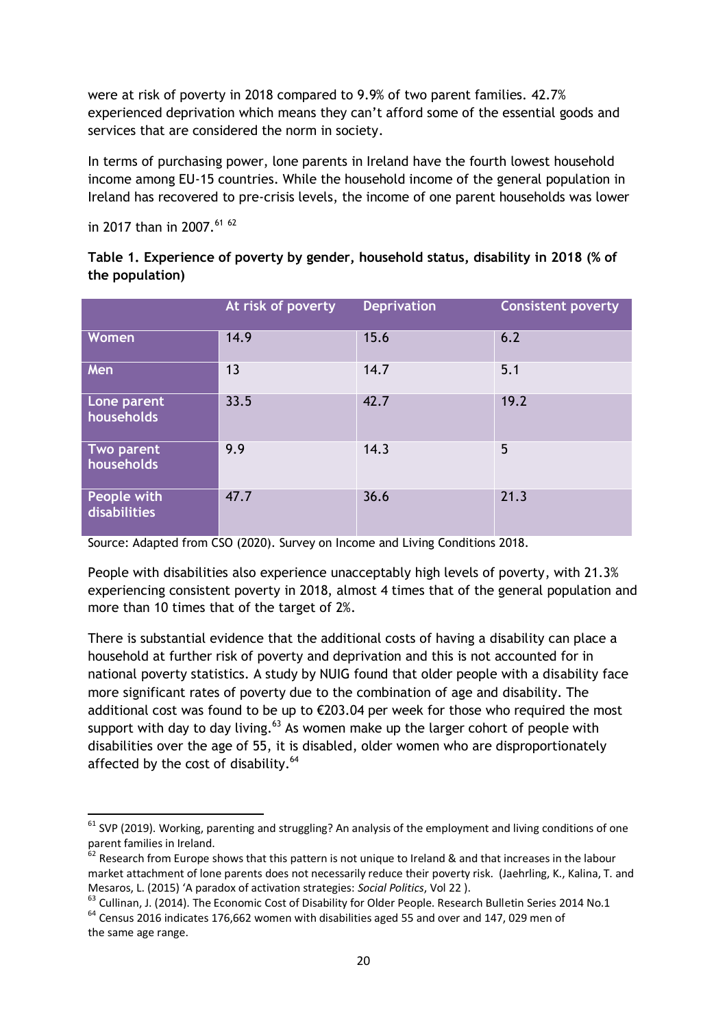were at risk of poverty in 2018 compared to 9.9% of two parent families. 42.7% experienced deprivation which means they can't afford some of the essential goods and services that are considered the norm in society.

In terms of purchasing power, lone parents in Ireland have the fourth lowest household income among EU-15 countries. While the household income of the general population in Ireland has recovered to pre-crisis levels, the income of one parent households was lower in 2017 than in 2007.[61] [62]

**Table 1. Experience of poverty by gender, household status, disability in 2018 (% of the population)**

| | At risk of poverty | Deprivation | Consistent poverty |
|---|---|---|---|
| Women | 14.9 | 15.6 | 6.2 |
| Men | 13 | 14.7 | 5.1 |
| Lone parent households | 33.5 | 42.7 | 19.2 |
| Two parent households | 9.9 | 14.3 | 5 |
| People with disabilities | 47.7 | 36.6 | 21.3 |

Source: Adapted from CSO (2020). Survey on Income and Living Conditions 2018.

People with disabilities also experience unacceptably high levels of poverty, with 21.3% experiencing consistent poverty in 2018, almost 4 times that of the general population and more than 10 times that of the target of 2%.

There is substantial evidence that the additional costs of having a disability can place a household at further risk of poverty and deprivation and this is not accounted for in national poverty statistics. A study by NUIG found that older people with a disability face more significant rates of poverty due to the combination of age and disability. The additional cost was found to be up to €203.04 per week for those who required the most support with day to day living.[63] As women make up the larger cohort of people with disabilities over the age of 55, it is disabled, older women who are disproportionately affected by the cost of disability.[64]

---

[61] SVP (2019). Working, parenting and struggling? An analysis of the employment and living conditions of one parent families in Ireland.

[62] Research from Europe shows that this pattern is not unique to Ireland & and that increases in the labour market attachment of lone parents does not necessarily reduce their poverty risk. (Jaehrling, K., Kalina, T. and Mesaros, L. (2015) 'A paradox of activation strategies: *Social Politics*, Vol 22 ).

[63] Cullinan, J. (2014). The Economic Cost of Disability for Older People. Research Bulletin Series 2014 No.1

[64] Census 2016 indicates 176,662 women with disabilities aged 55 and over and 147, 029 men of the same age range.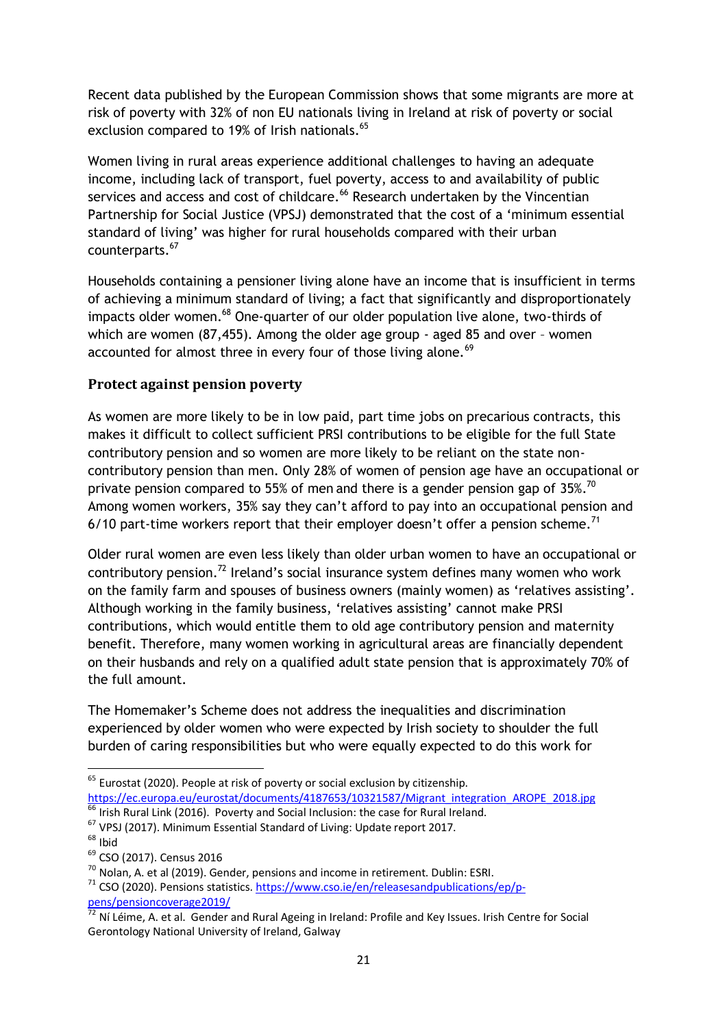Recent data published by the European Commission shows that some migrants are more at risk of poverty with 32% of non EU nationals living in Ireland at risk of poverty or social exclusion compared to 19% of Irish nationals.[65]

Women living in rural areas experience additional challenges to having an adequate income, including lack of transport, fuel poverty, access to and availability of public services and access and cost of childcare.[66] Research undertaken by the Vincentian Partnership for Social Justice (VPSJ) demonstrated that the cost of a 'minimum essential standard of living' was higher for rural households compared with their urban counterparts.[67]

Households containing a pensioner living alone have an income that is insufficient in terms of achieving a minimum standard of living; a fact that significantly and disproportionately impacts older women.[68] One-quarter of our older population live alone, two-thirds of which are women (87,455). Among the older age group - aged 85 and over – women accounted for almost three in every four of those living alone.[69]

### Protect against pension poverty

As women are more likely to be in low paid, part time jobs on precarious contracts, this makes it difficult to collect sufficient PRSI contributions to be eligible for the full State contributory pension and so women are more likely to be reliant on the state non-contributory pension than men. Only 28% of women of pension age have an occupational or private pension compared to 55% of men and there is a gender pension gap of 35%.[70] Among women workers, 35% say they can't afford to pay into an occupational pension and 6/10 part-time workers report that their employer doesn't offer a pension scheme.[71]

Older rural women are even less likely than older urban women to have an occupational or contributory pension.[72] Ireland's social insurance system defines many women who work on the family farm and spouses of business owners (mainly women) as 'relatives assisting'. Although working in the family business, 'relatives assisting' cannot make PRSI contributions, which would entitle them to old age contributory pension and maternity benefit. Therefore, many women working in agricultural areas are financially dependent on their husbands and rely on a qualified adult state pension that is approximately 70% of the full amount.

The Homemaker's Scheme does not address the inequalities and discrimination experienced by older women who were expected by Irish society to shoulder the full burden of caring responsibilities but who were equally expected to do this work for

---

[65] Eurostat (2020). People at risk of poverty or social exclusion by citizenship. https://ec.europa.eu/eurostat/documents/4187653/10321587/Migrant_integration_AROPE_2018.jpg

[66] Irish Rural Link (2016). Poverty and Social Inclusion: the case for Rural Ireland.

[67] VPSJ (2017). Minimum Essential Standard of Living: Update report 2017.

[68] Ibid

[69] CSO (2017). Census 2016

[70] Nolan, A. et al (2019). Gender, pensions and income in retirement. Dublin: ESRI.

[71] CSO (2020). Pensions statistics. https://www.cso.ie/en/releasesandpublications/ep/p-pens/pensioncoverage2019/

[72] Ní Léime, A. et al. Gender and Rural Ageing in Ireland: Profile and Key Issues. Irish Centre for Social Gerontology National University of Ireland, Galway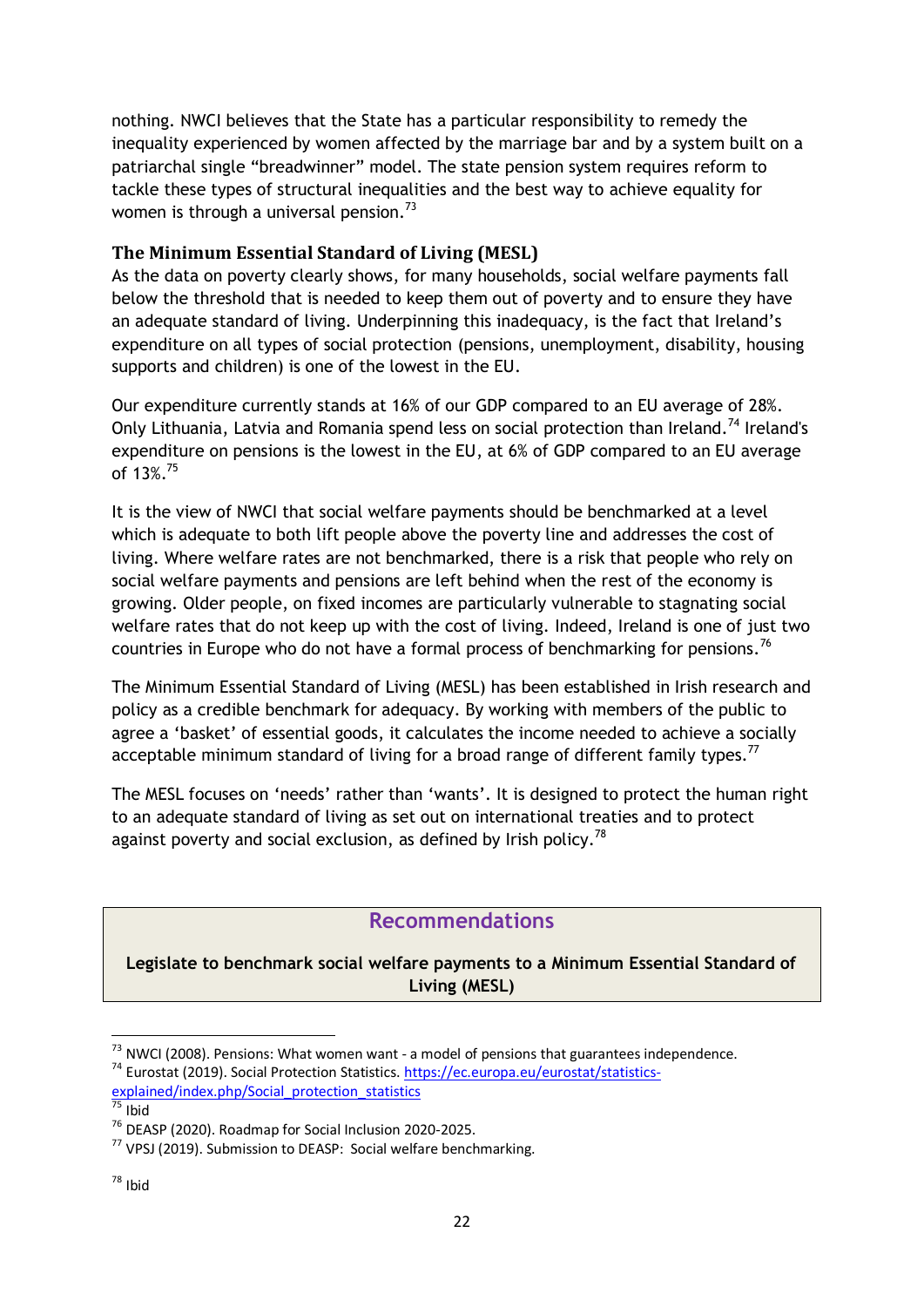nothing. NWCI believes that the State has a particular responsibility to remedy the inequality experienced by women affected by the marriage bar and by a system built on a patriarchal single "breadwinner" model. The state pension system requires reform to tackle these types of structural inequalities and the best way to achieve equality for women is through a universal pension.[73]

### The Minimum Essential Standard of Living (MESL)

As the data on poverty clearly shows, for many households, social welfare payments fall below the threshold that is needed to keep them out of poverty and to ensure they have an adequate standard of living. Underpinning this inadequacy, is the fact that Ireland's expenditure on all types of social protection (pensions, unemployment, disability, housing supports and children) is one of the lowest in the EU.

Our expenditure currently stands at 16% of our GDP compared to an EU average of 28%. Only Lithuania, Latvia and Romania spend less on social protection than Ireland.[74] Ireland's expenditure on pensions is the lowest in the EU, at 6% of GDP compared to an EU average of 13%.[75]

It is the view of NWCI that social welfare payments should be benchmarked at a level which is adequate to both lift people above the poverty line and addresses the cost of living. Where welfare rates are not benchmarked, there is a risk that people who rely on social welfare payments and pensions are left behind when the rest of the economy is growing. Older people, on fixed incomes are particularly vulnerable to stagnating social welfare rates that do not keep up with the cost of living. Indeed, Ireland is one of just two countries in Europe who do not have a formal process of benchmarking for pensions.[76]

The Minimum Essential Standard of Living (MESL) has been established in Irish research and policy as a credible benchmark for adequacy. By working with members of the public to agree a 'basket' of essential goods, it calculates the income needed to achieve a socially acceptable minimum standard of living for a broad range of different family types.[77]

The MESL focuses on 'needs' rather than 'wants'. It is designed to protect the human right to an adequate standard of living as set out on international treaties and to protect against poverty and social exclusion, as defined by Irish policy.[78]

## Recommendations

**Legislate to benchmark social welfare payments to a Minimum Essential Standard of Living (MESL)**

---

[73] NWCI (2008). Pensions: What women want - a model of pensions that guarantees independence.

[74] Eurostat (2019). Social Protection Statistics. https://ec.europa.eu/eurostat/statistics-explained/index.php/Social_protection_statistics

[75] Ibid

[76] DEASP (2020). Roadmap for Social Inclusion 2020-2025.

[77] VPSJ (2019). Submission to DEASP: Social welfare benchmarking.

[78] Ibid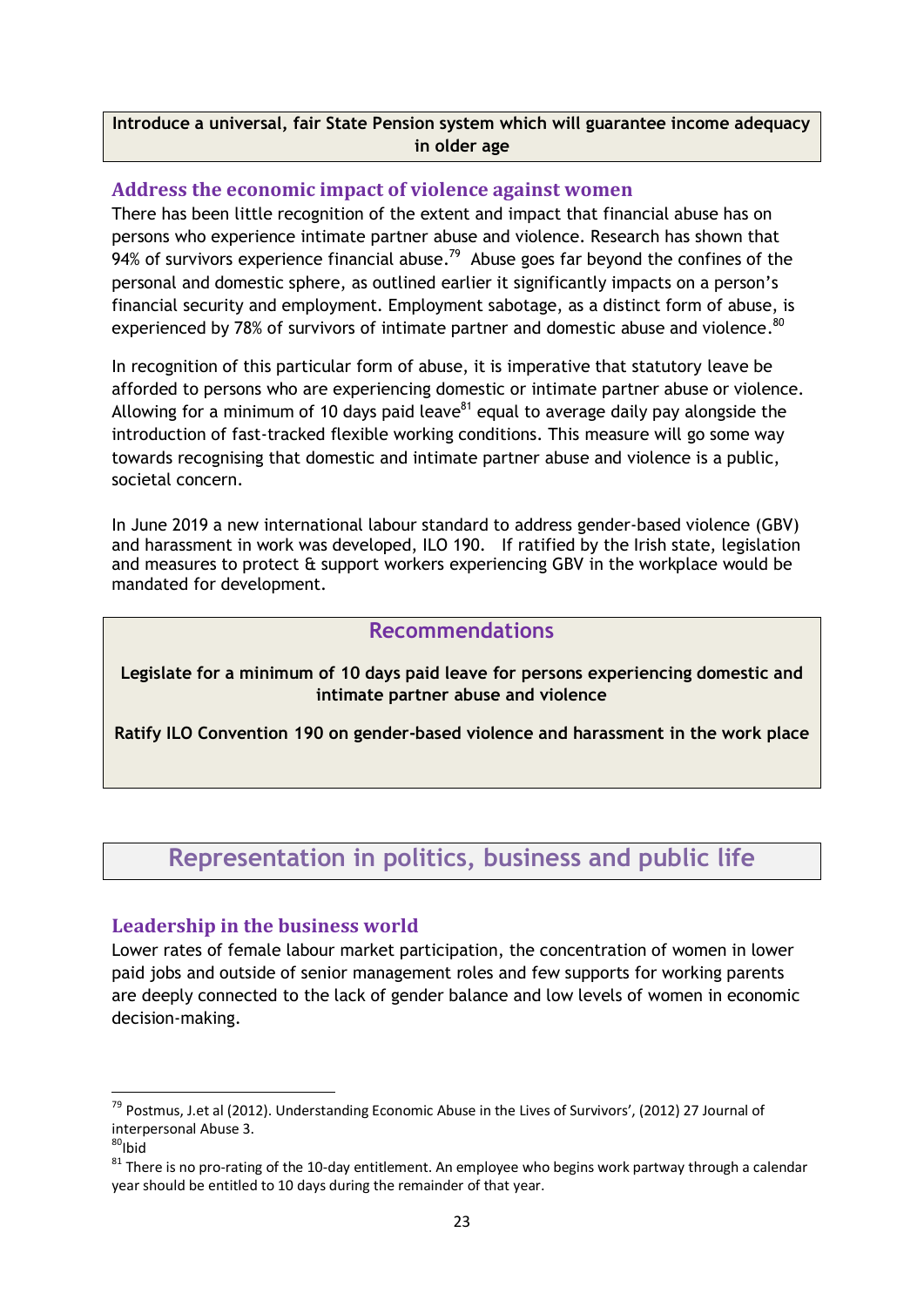**Introduce a universal, fair State Pension system which will guarantee income adequacy in older age**

### Address the economic impact of violence against women

There has been little recognition of the extent and impact that financial abuse has on persons who experience intimate partner abuse and violence. Research has shown that 94% of survivors experience financial abuse.[79] Abuse goes far beyond the confines of the personal and domestic sphere, as outlined earlier it significantly impacts on a person's financial security and employment. Employment sabotage, as a distinct form of abuse, is experienced by 78% of survivors of intimate partner and domestic abuse and violence.[80]

In recognition of this particular form of abuse, it is imperative that statutory leave be afforded to persons who are experiencing domestic or intimate partner abuse or violence. Allowing for a minimum of 10 days paid leave[81] equal to average daily pay alongside the introduction of fast-tracked flexible working conditions. This measure will go some way towards recognising that domestic and intimate partner abuse and violence is a public, societal concern.

In June 2019 a new international labour standard to address gender-based violence (GBV) and harassment in work was developed, ILO 190. If ratified by the Irish state, legislation and measures to protect & support workers experiencing GBV in the workplace would be mandated for development.

### Recommendations

**Legislate for a minimum of 10 days paid leave for persons experiencing domestic and intimate partner abuse and violence**

**Ratify ILO Convention 190 on gender-based violence and harassment in the work place**

## Representation in politics, business and public life

### Leadership in the business world

Lower rates of female labour market participation, the concentration of women in lower paid jobs and outside of senior management roles and few supports for working parents are deeply connected to the lack of gender balance and low levels of women in economic decision-making.

---

[79] Postmus, J.et al (2012). Understanding Economic Abuse in the Lives of Survivors', (2012) 27 Journal of interpersonal Abuse 3.

[80] Ibid

[81] There is no pro-rating of the 10-day entitlement. An employee who begins work partway through a calendar year should be entitled to 10 days during the remainder of that year.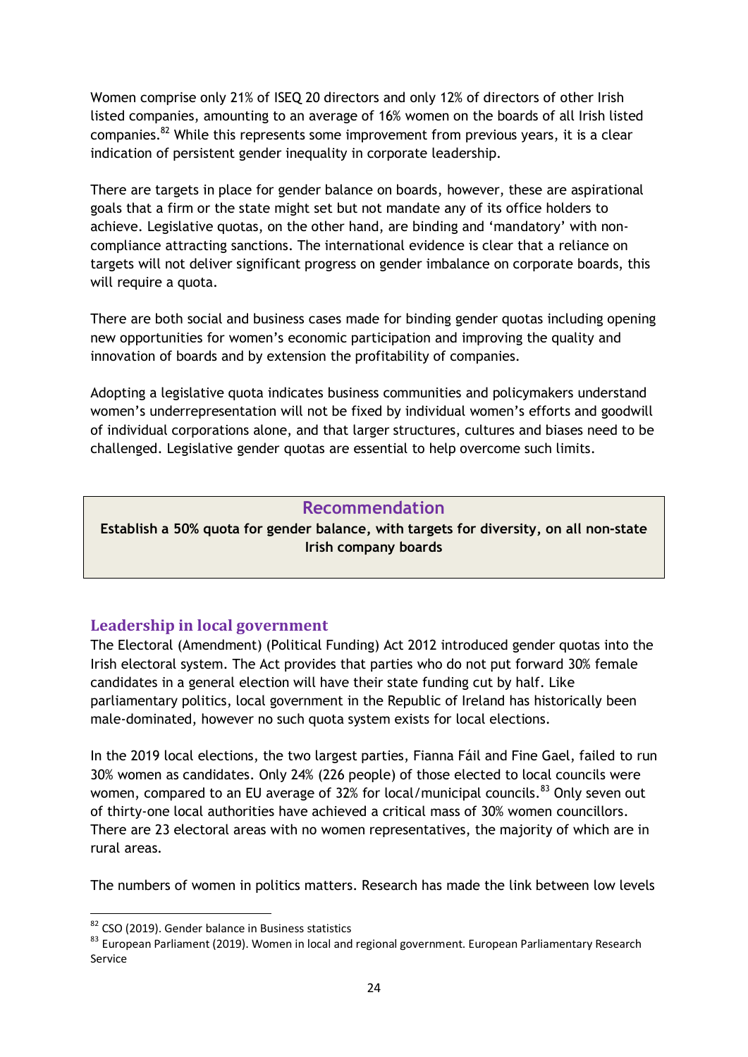Women comprise only 21% of ISEQ 20 directors and only 12% of directors of other Irish listed companies, amounting to an average of 16% women on the boards of all Irish listed companies.[82] While this represents some improvement from previous years, it is a clear indication of persistent gender inequality in corporate leadership.

There are targets in place for gender balance on boards, however, these are aspirational goals that a firm or the state might set but not mandate any of its office holders to achieve. Legislative quotas, on the other hand, are binding and 'mandatory' with non-compliance attracting sanctions. The international evidence is clear that a reliance on targets will not deliver significant progress on gender imbalance on corporate boards, this will require a quota.

There are both social and business cases made for binding gender quotas including opening new opportunities for women's economic participation and improving the quality and innovation of boards and by extension the profitability of companies.

Adopting a legislative quota indicates business communities and policymakers understand women's underrepresentation will not be fixed by individual women's efforts and goodwill of individual corporations alone, and that larger structures, cultures and biases need to be challenged. Legislative gender quotas are essential to help overcome such limits.

> **Recommendation**
>
> **Establish a 50% quota for gender balance, with targets for diversity, on all non-state Irish company boards**

## Leadership in local government

The Electoral (Amendment) (Political Funding) Act 2012 introduced gender quotas into the Irish electoral system. The Act provides that parties who do not put forward 30% female candidates in a general election will have their state funding cut by half. Like parliamentary politics, local government in the Republic of Ireland has historically been male-dominated, however no such quota system exists for local elections.

In the 2019 local elections, the two largest parties, Fianna Fáil and Fine Gael, failed to run 30% women as candidates. Only 24% (226 people) of those elected to local councils were women, compared to an EU average of 32% for local/municipal councils.[83] Only seven out of thirty-one local authorities have achieved a critical mass of 30% women councillors. There are 23 electoral areas with no women representatives, the majority of which are in rural areas.

The numbers of women in politics matters. Research has made the link between low levels

---

[82] CSO (2019). Gender balance in Business statistics

[83] European Parliament (2019). Women in local and regional government. European Parliamentary Research Service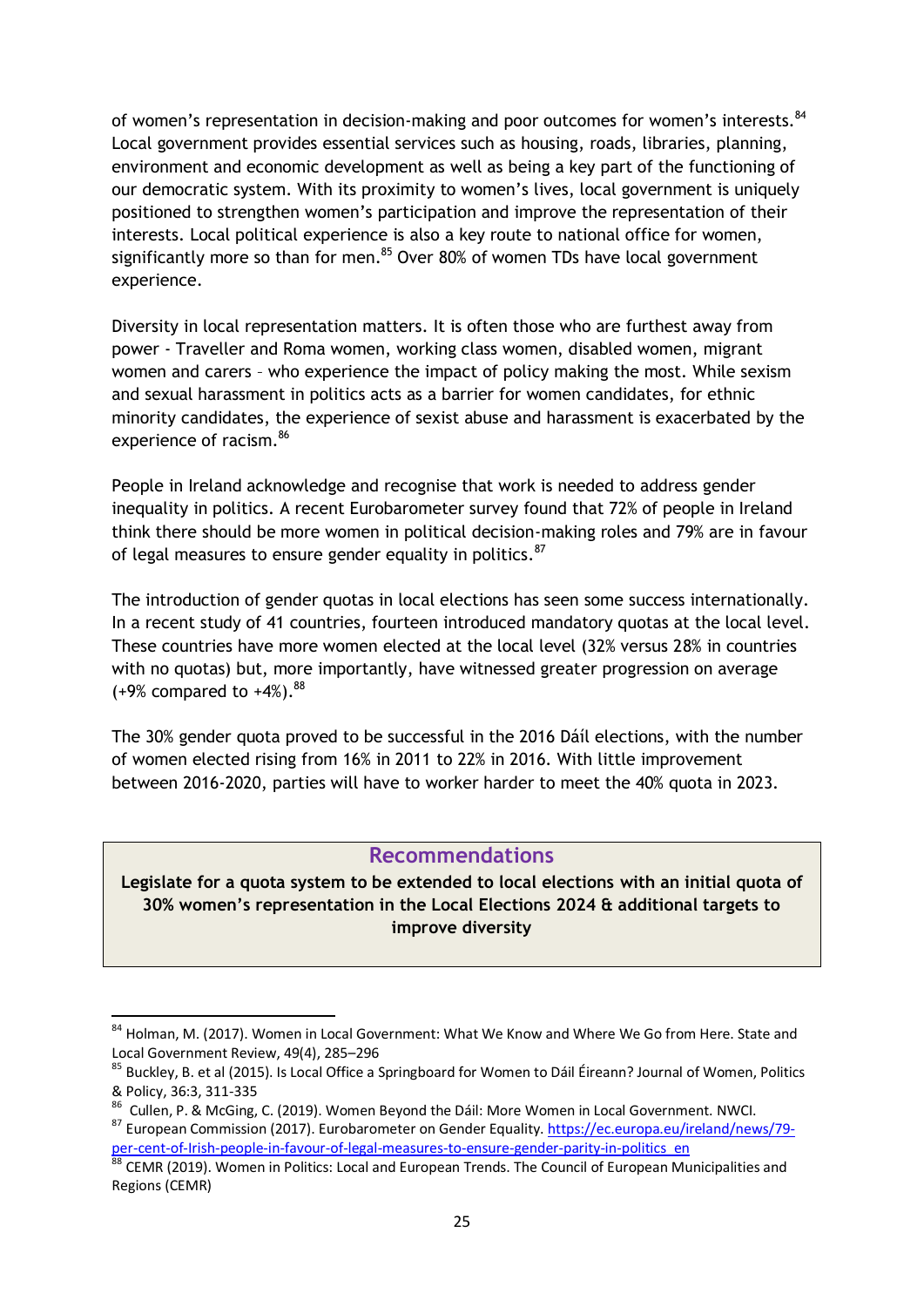of women's representation in decision-making and poor outcomes for women's interests.[84] Local government provides essential services such as housing, roads, libraries, planning, environment and economic development as well as being a key part of the functioning of our democratic system. With its proximity to women's lives, local government is uniquely positioned to strengthen women's participation and improve the representation of their interests. Local political experience is also a key route to national office for women, significantly more so than for men.[85] Over 80% of women TDs have local government experience.

Diversity in local representation matters. It is often those who are furthest away from power - Traveller and Roma women, working class women, disabled women, migrant women and carers – who experience the impact of policy making the most. While sexism and sexual harassment in politics acts as a barrier for women candidates, for ethnic minority candidates, the experience of sexist abuse and harassment is exacerbated by the experience of racism.[86]

People in Ireland acknowledge and recognise that work is needed to address gender inequality in politics. A recent Eurobarometer survey found that 72% of people in Ireland think there should be more women in political decision-making roles and 79% are in favour of legal measures to ensure gender equality in politics.[87]

The introduction of gender quotas in local elections has seen some success internationally. In a recent study of 41 countries, fourteen introduced mandatory quotas at the local level. These countries have more women elected at the local level (32% versus 28% in countries with no quotas) but, more importantly, have witnessed greater progression on average (+9% compared to +4%).[88]

The 30% gender quota proved to be successful in the 2016 Dáil elections, with the number of women elected rising from 16% in 2011 to 22% in 2016. With little improvement between 2016-2020, parties will have to worker harder to meet the 40% quota in 2023.

## Recommendations

**Legislate for a quota system to be extended to local elections with an initial quota of 30% women's representation in the Local Elections 2024 & additional targets to improve diversity**

---

[84] Holman, M. (2017). Women in Local Government: What We Know and Where We Go from Here. State and Local Government Review, 49(4), 285–296

[85] Buckley, B. et al (2015). Is Local Office a Springboard for Women to Dáil Éireann? Journal of Women, Politics & Policy, 36:3, 311-335

[86] Cullen, P. & McGing, C. (2019). Women Beyond the Dáil: More Women in Local Government. NWCI.

[87] European Commission (2017). Eurobarometer on Gender Equality. https://ec.europa.eu/ireland/news/79-per-cent-of-Irish-people-in-favour-of-legal-measures-to-ensure-gender-parity-in-politics_en

[88] CEMR (2019). Women in Politics: Local and European Trends. The Council of European Municipalities and Regions (CEMR)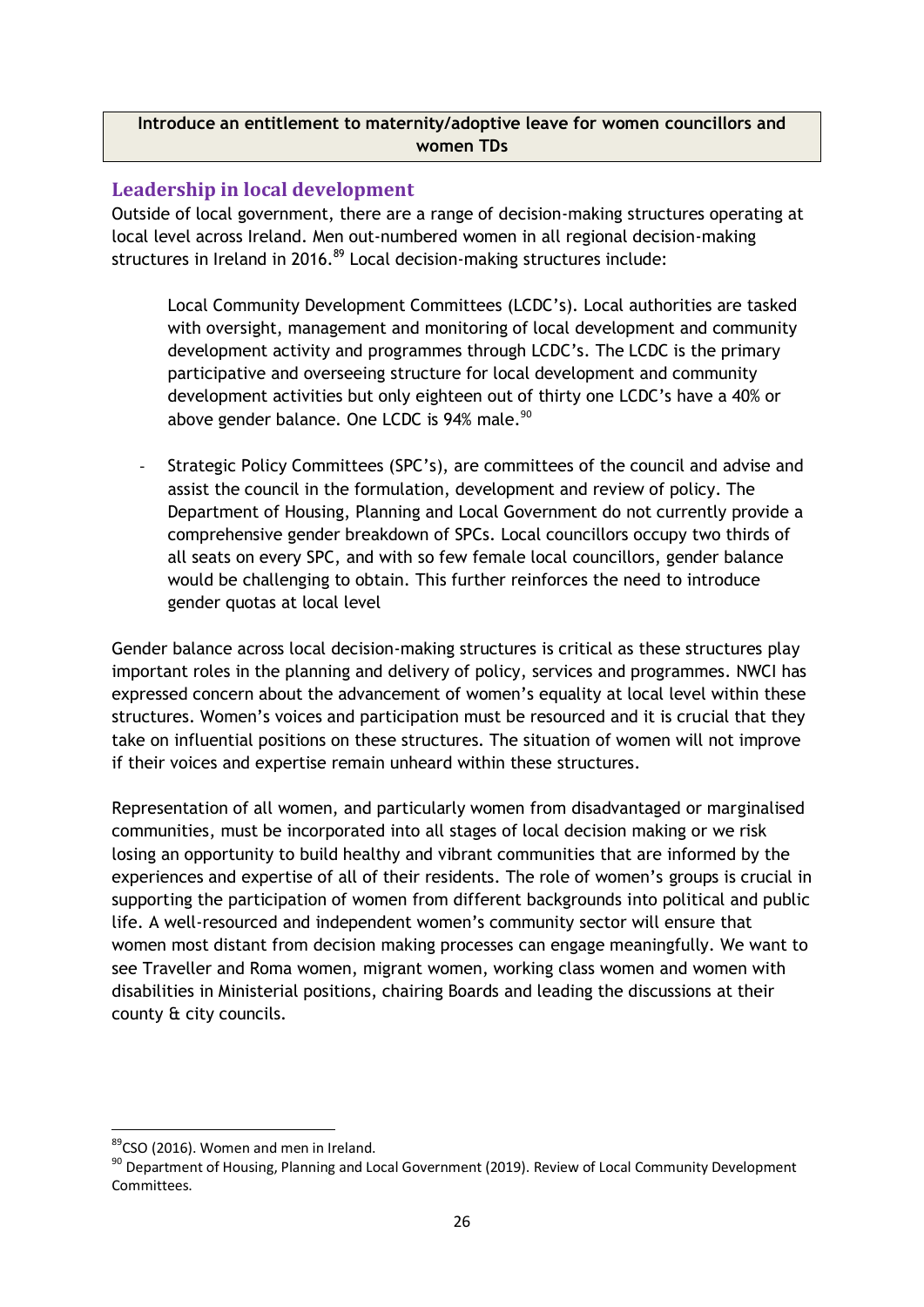**Introduce an entitlement to maternity/adoptive leave for women councillors and women TDs**

## Leadership in local development

Outside of local government, there are a range of decision-making structures operating at local level across Ireland. Men out-numbered women in all regional decision-making structures in Ireland in 2016.[89] Local decision-making structures include:

Local Community Development Committees (LCDC's). Local authorities are tasked with oversight, management and monitoring of local development and community development activity and programmes through LCDC's. The LCDC is the primary participative and overseeing structure for local development and community development activities but only eighteen out of thirty one LCDC's have a 40% or above gender balance. One LCDC is 94% male.[90]

- Strategic Policy Committees (SPC's), are committees of the council and advise and assist the council in the formulation, development and review of policy. The Department of Housing, Planning and Local Government do not currently provide a comprehensive gender breakdown of SPCs. Local councillors occupy two thirds of all seats on every SPC, and with so few female local councillors, gender balance would be challenging to obtain. This further reinforces the need to introduce gender quotas at local level

Gender balance across local decision-making structures is critical as these structures play important roles in the planning and delivery of policy, services and programmes. NWCI has expressed concern about the advancement of women's equality at local level within these structures. Women's voices and participation must be resourced and it is crucial that they take on influential positions on these structures. The situation of women will not improve if their voices and expertise remain unheard within these structures.

Representation of all women, and particularly women from disadvantaged or marginalised communities, must be incorporated into all stages of local decision making or we risk losing an opportunity to build healthy and vibrant communities that are informed by the experiences and expertise of all of their residents. The role of women's groups is crucial in supporting the participation of women from different backgrounds into political and public life. A well-resourced and independent women's community sector will ensure that women most distant from decision making processes can engage meaningfully. We want to see Traveller and Roma women, migrant women, working class women and women with disabilities in Ministerial positions, chairing Boards and leading the discussions at their county & city councils.

---

[89] CSO (2016). Women and men in Ireland.

[90] Department of Housing, Planning and Local Government (2019). Review of Local Community Development Committees.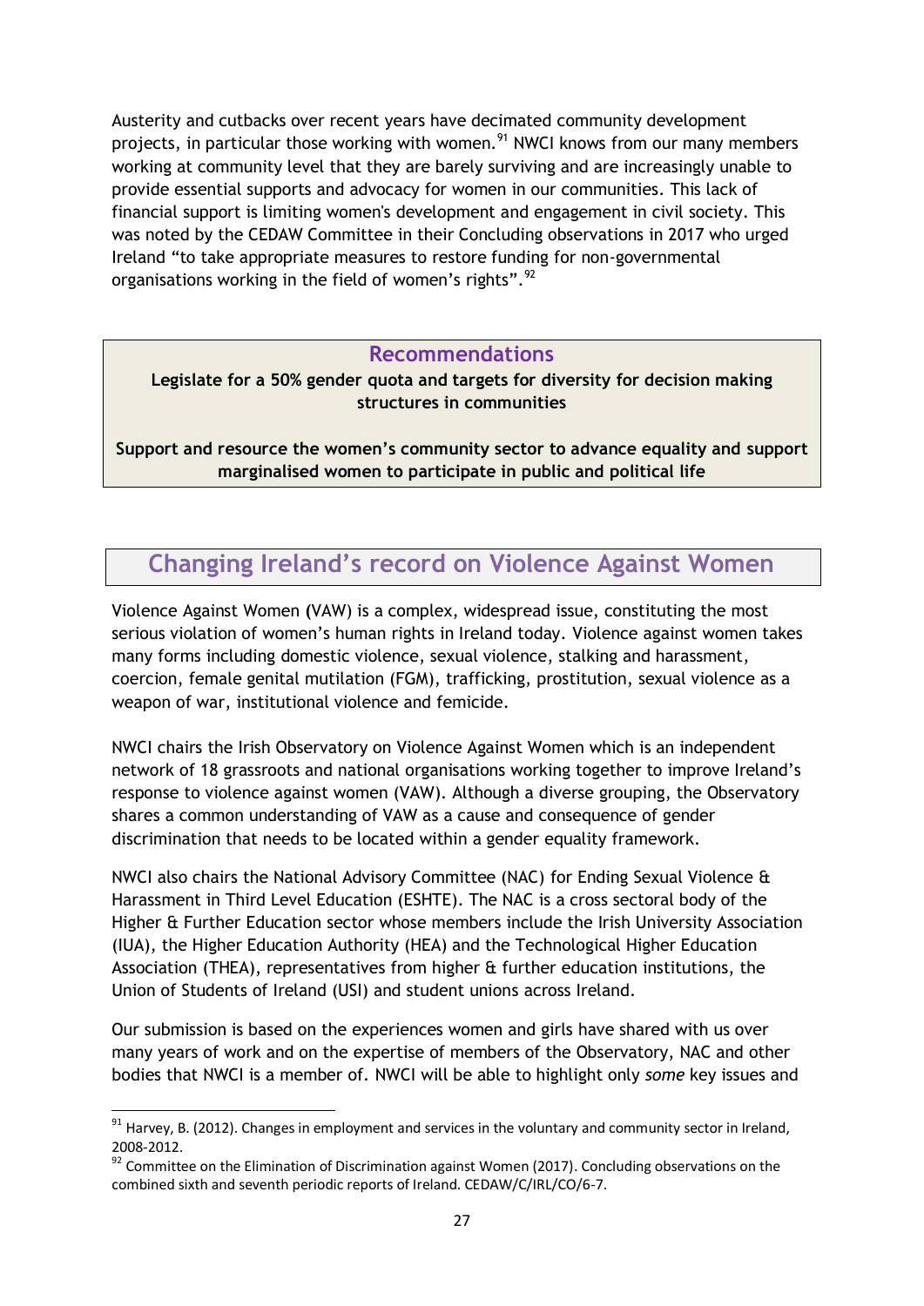Austerity and cutbacks over recent years have decimated community development projects, in particular those working with women.[91] NWCI knows from our many members working at community level that they are barely surviving and are increasingly unable to provide essential supports and advocacy for women in our communities. This lack of financial support is limiting women's development and engagement in civil society. This was noted by the CEDAW Committee in their Concluding observations in 2017 who urged Ireland "to take appropriate measures to restore funding for non-governmental organisations working in the field of women's rights".[92]

> **Recommendations**
>
> **Legislate for a 50% gender quota and targets for diversity for decision making structures in communities**
>
> **Support and resource the women's community sector to advance equality and support marginalised women to participate in public and political life**

## Changing Ireland's record on Violence Against Women

Violence Against Women (VAW) is a complex, widespread issue, constituting the most serious violation of women's human rights in Ireland today. Violence against women takes many forms including domestic violence, sexual violence, stalking and harassment, coercion, female genital mutilation (FGM), trafficking, prostitution, sexual violence as a weapon of war, institutional violence and femicide.

NWCI chairs the Irish Observatory on Violence Against Women which is an independent network of 18 grassroots and national organisations working together to improve Ireland's response to violence against women (VAW). Although a diverse grouping, the Observatory shares a common understanding of VAW as a cause and consequence of gender discrimination that needs to be located within a gender equality framework.

NWCI also chairs the National Advisory Committee (NAC) for Ending Sexual Violence & Harassment in Third Level Education (ESHTE). The NAC is a cross sectoral body of the Higher & Further Education sector whose members include the Irish University Association (IUA), the Higher Education Authority (HEA) and the Technological Higher Education Association (THEA), representatives from higher & further education institutions, the Union of Students of Ireland (USI) and student unions across Ireland.

Our submission is based on the experiences women and girls have shared with us over many years of work and on the expertise of members of the Observatory, NAC and other bodies that NWCI is a member of. NWCI will be able to highlight only *some* key issues and

---

[91] Harvey, B. (2012). Changes in employment and services in the voluntary and community sector in Ireland, 2008-2012.

[92] Committee on the Elimination of Discrimination against Women (2017). Concluding observations on the combined sixth and seventh periodic reports of Ireland. CEDAW/C/IRL/CO/6-7.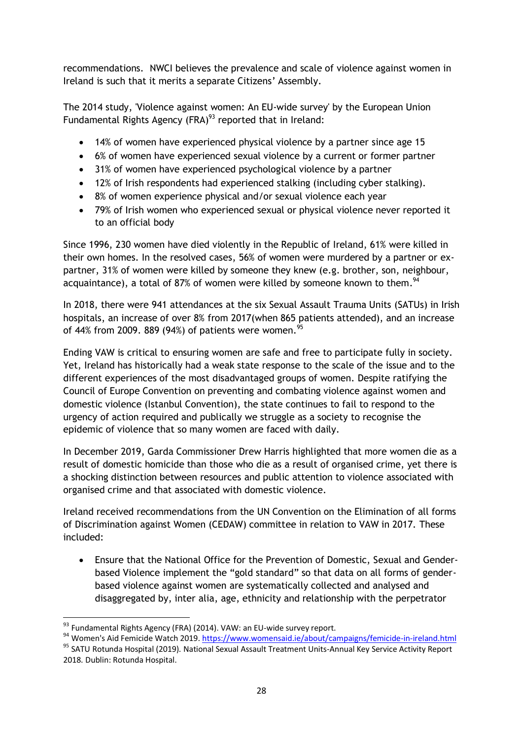recommendations. NWCI believes the prevalence and scale of violence against women in Ireland is such that it merits a separate Citizens' Assembly.

The 2014 study, 'Violence against women: An EU-wide survey' by the European Union Fundamental Rights Agency (FRA)[93] reported that in Ireland:

- 14% of women have experienced physical violence by a partner since age 15
- 6% of women have experienced sexual violence by a current or former partner
- 31% of women have experienced psychological violence by a partner
- 12% of Irish respondents had experienced stalking (including cyber stalking).
- 8% of women experience physical and/or sexual violence each year
- 79% of Irish women who experienced sexual or physical violence never reported it to an official body

Since 1996, 230 women have died violently in the Republic of Ireland, 61% were killed in their own homes. In the resolved cases, 56% of women were murdered by a partner or ex-partner, 31% of women were killed by someone they knew (e.g. brother, son, neighbour, acquaintance), a total of 87% of women were killed by someone known to them.[94]

In 2018, there were 941 attendances at the six Sexual Assault Trauma Units (SATUs) in Irish hospitals, an increase of over 8% from 2017(when 865 patients attended), and an increase of 44% from 2009. 889 (94%) of patients were women.[95]

Ending VAW is critical to ensuring women are safe and free to participate fully in society. Yet, Ireland has historically had a weak state response to the scale of the issue and to the different experiences of the most disadvantaged groups of women. Despite ratifying the Council of Europe Convention on preventing and combating violence against women and domestic violence (Istanbul Convention), the state continues to fail to respond to the urgency of action required and publically we struggle as a society to recognise the epidemic of violence that so many women are faced with daily.

In December 2019, Garda Commissioner Drew Harris highlighted that more women die as a result of domestic homicide than those who die as a result of organised crime, yet there is a shocking distinction between resources and public attention to violence associated with organised crime and that associated with domestic violence.

Ireland received recommendations from the UN Convention on the Elimination of all forms of Discrimination against Women (CEDAW) committee in relation to VAW in 2017. These included:

- Ensure that the National Office for the Prevention of Domestic, Sexual and Gender-based Violence implement the "gold standard" so that data on all forms of gender-based violence against women are systematically collected and analysed and disaggregated by, inter alia, age, ethnicity and relationship with the perpetrator

---

[93] Fundamental Rights Agency (FRA) (2014). VAW: an EU-wide survey report.

[94] Women's Aid Femicide Watch 2019. https://www.womensaid.ie/about/campaigns/femicide-in-ireland.html

[95] SATU Rotunda Hospital (2019). National Sexual Assault Treatment Units-Annual Key Service Activity Report 2018. Dublin: Rotunda Hospital.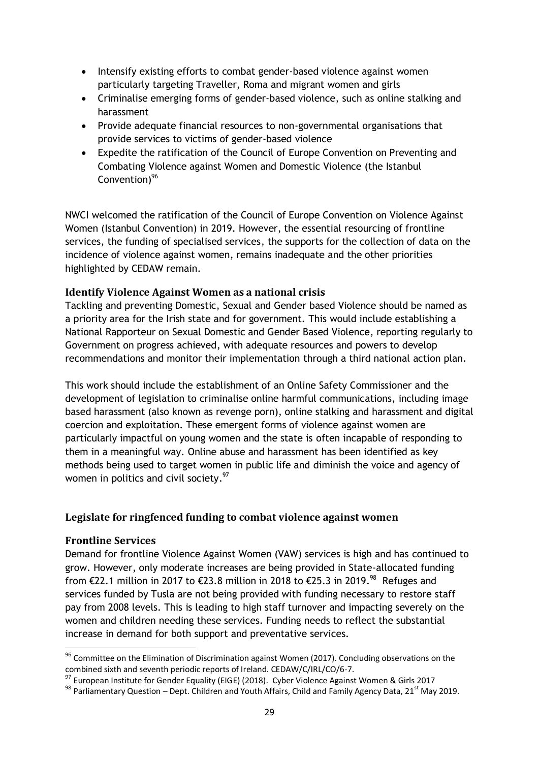- Intensify existing efforts to combat gender-based violence against women particularly targeting Traveller, Roma and migrant women and girls
- Criminalise emerging forms of gender-based violence, such as online stalking and harassment
- Provide adequate financial resources to non-governmental organisations that provide services to victims of gender-based violence
- Expedite the ratification of the Council of Europe Convention on Preventing and Combating Violence against Women and Domestic Violence (the Istanbul Convention)[96]

NWCI welcomed the ratification of the Council of Europe Convention on Violence Against Women (Istanbul Convention) in 2019. However, the essential resourcing of frontline services, the funding of specialised services, the supports for the collection of data on the incidence of violence against women, remains inadequate and the other priorities highlighted by CEDAW remain.

### Identify Violence Against Women as a national crisis

Tackling and preventing Domestic, Sexual and Gender based Violence should be named as a priority area for the Irish state and for government. This would include establishing a National Rapporteur on Sexual Domestic and Gender Based Violence, reporting regularly to Government on progress achieved, with adequate resources and powers to develop recommendations and monitor their implementation through a third national action plan.

This work should include the establishment of an Online Safety Commissioner and the development of legislation to criminalise online harmful communications, including image based harassment (also known as revenge porn), online stalking and harassment and digital coercion and exploitation. These emergent forms of violence against women are particularly impactful on young women and the state is often incapable of responding to them in a meaningful way. Online abuse and harassment has been identified as key methods being used to target women in public life and diminish the voice and agency of women in politics and civil society.[97]

### Legislate for ringfenced funding to combat violence against women

### Frontline Services

Demand for frontline Violence Against Women (VAW) services is high and has continued to grow. However, only moderate increases are being provided in State-allocated funding from €22.1 million in 2017 to €23.8 million in 2018 to €25.3 in 2019.[98] Refuges and services funded by Tusla are not being provided with funding necessary to restore staff pay from 2008 levels. This is leading to high staff turnover and impacting severely on the women and children needing these services. Funding needs to reflect the substantial increase in demand for both support and preventative services.

---

[96] Committee on the Elimination of Discrimination against Women (2017). Concluding observations on the combined sixth and seventh periodic reports of Ireland. CEDAW/C/IRL/CO/6-7.

[97] European Institute for Gender Equality (EIGE) (2018). Cyber Violence Against Women & Girls 2017

[98] Parliamentary Question – Dept. Children and Youth Affairs, Child and Family Agency Data, 21st May 2019.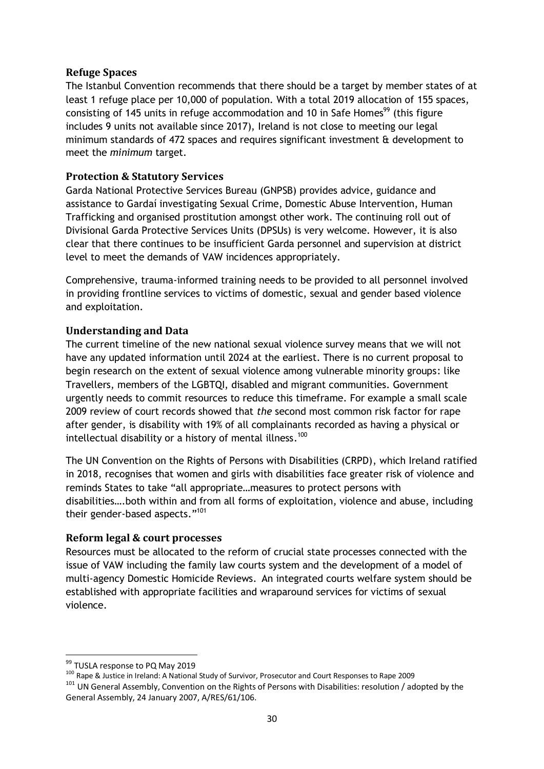### Refuge Spaces

The Istanbul Convention recommends that there should be a target by member states of at least 1 refuge place per 10,000 of population. With a total 2019 allocation of 155 spaces, consisting of 145 units in refuge accommodation and 10 in Safe Homes[99] (this figure includes 9 units not available since 2017), Ireland is not close to meeting our legal minimum standards of 472 spaces and requires significant investment & development to meet the *minimum* target.

### Protection & Statutory Services

Garda National Protective Services Bureau (GNPSB) provides advice, guidance and assistance to Gardaí investigating Sexual Crime, Domestic Abuse Intervention, Human Trafficking and organised prostitution amongst other work. The continuing roll out of Divisional Garda Protective Services Units (DPSUs) is very welcome. However, it is also clear that there continues to be insufficient Garda personnel and supervision at district level to meet the demands of VAW incidences appropriately.

Comprehensive, trauma-informed training needs to be provided to all personnel involved in providing frontline services to victims of domestic, sexual and gender based violence and exploitation.

### Understanding and Data

The current timeline of the new national sexual violence survey means that we will not have any updated information until 2024 at the earliest. There is no current proposal to begin research on the extent of sexual violence among vulnerable minority groups: like Travellers, members of the LGBTQI, disabled and migrant communities. Government urgently needs to commit resources to reduce this timeframe. For example a small scale 2009 review of court records showed that *the* second most common risk factor for rape after gender, is disability with 19% of all complainants recorded as having a physical or intellectual disability or a history of mental illness.[100]

The UN Convention on the Rights of Persons with Disabilities (CRPD), which Ireland ratified in 2018, recognises that women and girls with disabilities face greater risk of violence and reminds States to take "all appropriate…measures to protect persons with disabilities….both within and from all forms of exploitation, violence and abuse, including their gender-based aspects."[101]

### Reform legal & court processes

Resources must be allocated to the reform of crucial state processes connected with the issue of VAW including the family law courts system and the development of a model of multi-agency Domestic Homicide Reviews. An integrated courts welfare system should be established with appropriate facilities and wraparound services for victims of sexual violence.

---

[99] TUSLA response to PQ May 2019

[100] Rape & Justice in Ireland: A National Study of Survivor, Prosecutor and Court Responses to Rape 2009

[101] UN General Assembly, Convention on the Rights of Persons with Disabilities: resolution / adopted by the General Assembly, 24 January 2007, A/RES/61/106.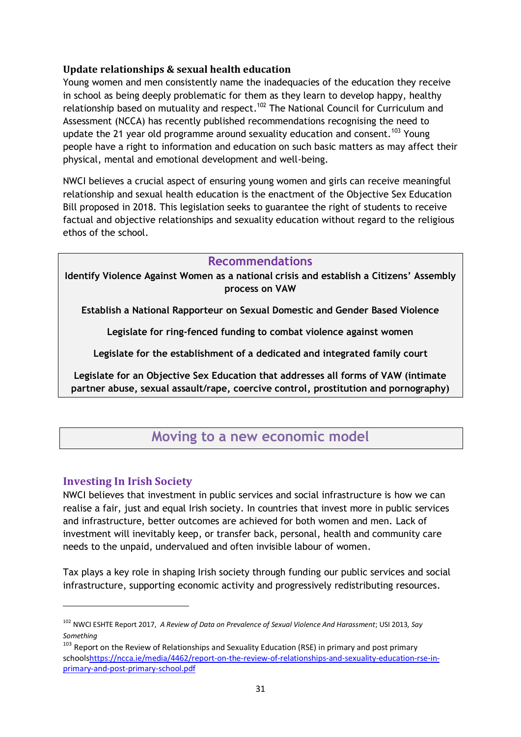### Update relationships & sexual health education

Young women and men consistently name the inadequacies of the education they receive in school as being deeply problematic for them as they learn to develop happy, healthy relationship based on mutuality and respect.[102] The National Council for Curriculum and Assessment (NCCA) has recently published recommendations recognising the need to update the 21 year old programme around sexuality education and consent.[103] Young people have a right to information and education on such basic matters as may affect their physical, mental and emotional development and well-being.

NWCI believes a crucial aspect of ensuring young women and girls can receive meaningful relationship and sexual health education is the enactment of the Objective Sex Education Bill proposed in 2018. This legislation seeks to guarantee the right of students to receive factual and objective relationships and sexuality education without regard to the religious ethos of the school.

> **Recommendations**
>
> **Identify Violence Against Women as a national crisis and establish a Citizens' Assembly process on VAW**
>
> **Establish a National Rapporteur on Sexual Domestic and Gender Based Violence**
>
> **Legislate for ring-fenced funding to combat violence against women**
>
> **Legislate for the establishment of a dedicated and integrated family court**
>
> **Legislate for an Objective Sex Education that addresses all forms of VAW (intimate partner abuse, sexual assault/rape, coercive control, prostitution and pornography)**

## Moving to a new economic model

### Investing In Irish Society

NWCI believes that investment in public services and social infrastructure is how we can realise a fair, just and equal Irish society. In countries that invest more in public services and infrastructure, better outcomes are achieved for both women and men. Lack of investment will inevitably keep, or transfer back, personal, health and community care needs to the unpaid, undervalued and often invisible labour of women.

Tax plays a key role in shaping Irish society through funding our public services and social infrastructure, supporting economic activity and progressively redistributing resources.

---

[102] NWCI ESHTE Report 2017, *A Review of Data on Prevalence of Sexual Violence And Harassment*; USI 2013, *Say Something*

[103] Report on the Review of Relationships and Sexuality Education (RSE) in primary and post primary schools https://ncca.ie/media/4462/report-on-the-review-of-relationships-and-sexuality-education-rse-in-primary-and-post-primary-school.pdf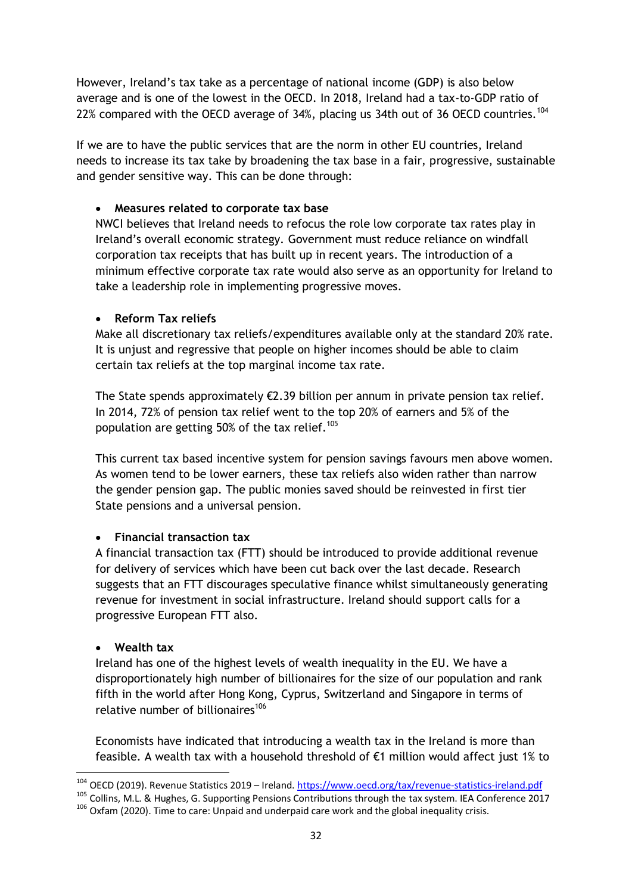However, Ireland's tax take as a percentage of national income (GDP) is also below average and is one of the lowest in the OECD. In 2018, Ireland had a tax-to-GDP ratio of 22% compared with the OECD average of 34%, placing us 34th out of 36 OECD countries.[104]

If we are to have the public services that are the norm in other EU countries, Ireland needs to increase its tax take by broadening the tax base in a fair, progressive, sustainable and gender sensitive way. This can be done through:

- **Measures related to corporate tax base**

  NWCI believes that Ireland needs to refocus the role low corporate tax rates play in Ireland's overall economic strategy. Government must reduce reliance on windfall corporation tax receipts that has built up in recent years. The introduction of a minimum effective corporate tax rate would also serve as an opportunity for Ireland to take a leadership role in implementing progressive moves.

- **Reform Tax reliefs**

  Make all discretionary tax reliefs/expenditures available only at the standard 20% rate. It is unjust and regressive that people on higher incomes should be able to claim certain tax reliefs at the top marginal income tax rate.

  The State spends approximately €2.39 billion per annum in private pension tax relief. In 2014, 72% of pension tax relief went to the top 20% of earners and 5% of the population are getting 50% of the tax relief.[105]

  This current tax based incentive system for pension savings favours men above women. As women tend to be lower earners, these tax reliefs also widen rather than narrow the gender pension gap. The public monies saved should be reinvested in first tier State pensions and a universal pension.

- **Financial transaction tax**

  A financial transaction tax (FTT) should be introduced to provide additional revenue for delivery of services which have been cut back over the last decade. Research suggests that an FTT discourages speculative finance whilst simultaneously generating revenue for investment in social infrastructure. Ireland should support calls for a progressive European FTT also.

- **Wealth tax**

  Ireland has one of the highest levels of wealth inequality in the EU. We have a disproportionately high number of billionaires for the size of our population and rank fifth in the world after Hong Kong, Cyprus, Switzerland and Singapore in terms of relative number of billionaires[106]

  Economists have indicated that introducing a wealth tax in the Ireland is more than feasible. A wealth tax with a household threshold of €1 million would affect just 1% to

---

[104] OECD (2019). Revenue Statistics 2019 – Ireland. https://www.oecd.org/tax/revenue-statistics-ireland.pdf

[105] Collins, M.L. & Hughes, G. Supporting Pensions Contributions through the tax system. IEA Conference 2017

[106] Oxfam (2020). Time to care: Unpaid and underpaid care work and the global inequality crisis.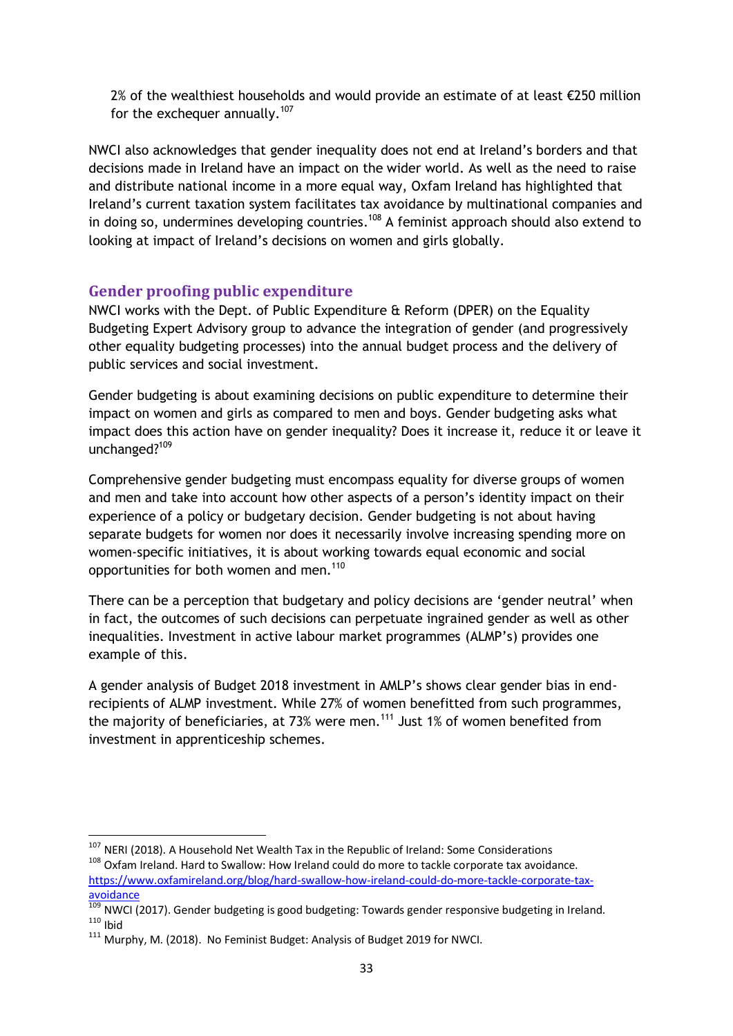2% of the wealthiest households and would provide an estimate of at least €250 million for the exchequer annually.[107]

NWCI also acknowledges that gender inequality does not end at Ireland's borders and that decisions made in Ireland have an impact on the wider world. As well as the need to raise and distribute national income in a more equal way, Oxfam Ireland has highlighted that Ireland's current taxation system facilitates tax avoidance by multinational companies and in doing so, undermines developing countries.[108] A feminist approach should also extend to looking at impact of Ireland's decisions on women and girls globally.

## Gender proofing public expenditure

NWCI works with the Dept. of Public Expenditure & Reform (DPER) on the Equality Budgeting Expert Advisory group to advance the integration of gender (and progressively other equality budgeting processes) into the annual budget process and the delivery of public services and social investment.

Gender budgeting is about examining decisions on public expenditure to determine their impact on women and girls as compared to men and boys. Gender budgeting asks what impact does this action have on gender inequality? Does it increase it, reduce it or leave it unchanged?[109]

Comprehensive gender budgeting must encompass equality for diverse groups of women and men and take into account how other aspects of a person's identity impact on their experience of a policy or budgetary decision. Gender budgeting is not about having separate budgets for women nor does it necessarily involve increasing spending more on women-specific initiatives, it is about working towards equal economic and social opportunities for both women and men.[110]

There can be a perception that budgetary and policy decisions are 'gender neutral' when in fact, the outcomes of such decisions can perpetuate ingrained gender as well as other inequalities. Investment in active labour market programmes (ALMP's) provides one example of this.

A gender analysis of Budget 2018 investment in AMLP's shows clear gender bias in end-recipients of ALMP investment. While 27% of women benefitted from such programmes, the majority of beneficiaries, at 73% were men.[111] Just 1% of women benefited from investment in apprenticeship schemes.

---

[107] NERI (2018). A Household Net Wealth Tax in the Republic of Ireland: Some Considerations

[108] Oxfam Ireland. Hard to Swallow: How Ireland could do more to tackle corporate tax avoidance. https://www.oxfamireland.org/blog/hard-swallow-how-ireland-could-do-more-tackle-corporate-tax-avoidance

[109] NWCI (2017). Gender budgeting is good budgeting: Towards gender responsive budgeting in Ireland.

[110] Ibid

[111] Murphy, M. (2018). No Feminist Budget: Analysis of Budget 2019 for NWCI.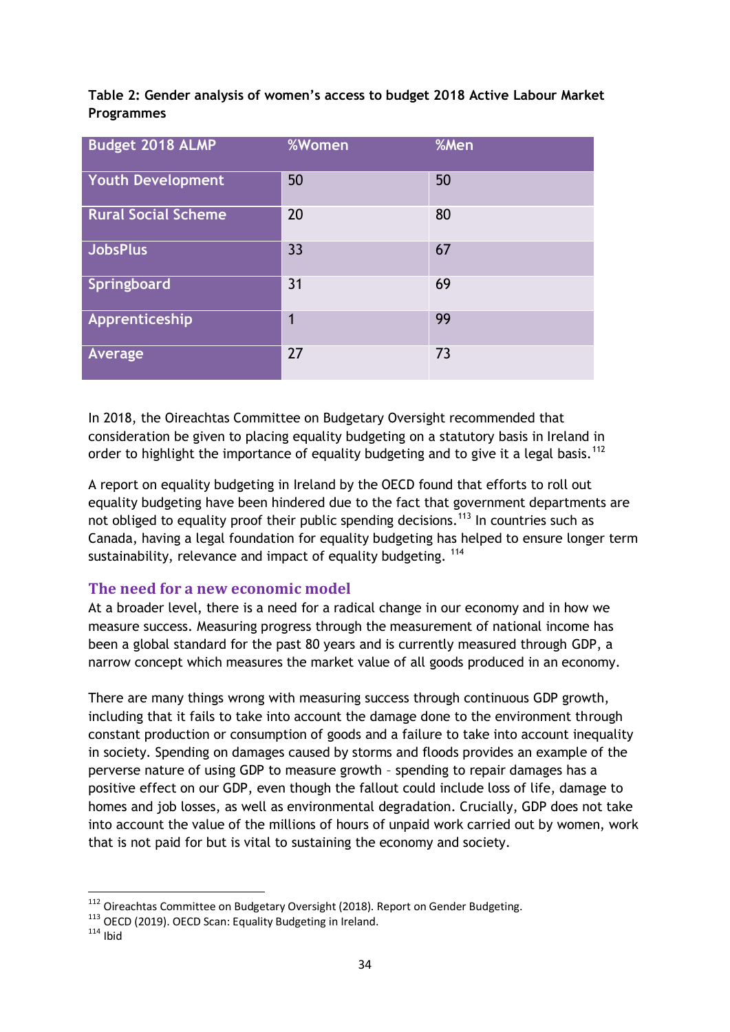**Table 2: Gender analysis of women's access to budget 2018 Active Labour Market Programmes**

| Budget 2018 ALMP | %Women | %Men |
| --- | --- | --- |
| Youth Development | 50 | 50 |
| Rural Social Scheme | 20 | 80 |
| JobsPlus | 33 | 67 |
| Springboard | 31 | 69 |
| Apprenticeship | 1 | 99 |
| Average | 27 | 73 |

In 2018, the Oireachtas Committee on Budgetary Oversight recommended that consideration be given to placing equality budgeting on a statutory basis in Ireland in order to highlight the importance of equality budgeting and to give it a legal basis.[112]

A report on equality budgeting in Ireland by the OECD found that efforts to roll out equality budgeting have been hindered due to the fact that government departments are not obliged to equality proof their public spending decisions.[113] In countries such as Canada, having a legal foundation for equality budgeting has helped to ensure longer term sustainability, relevance and impact of equality budgeting. [114]

## The need for a new economic model

At a broader level, there is a need for a radical change in our economy and in how we measure success. Measuring progress through the measurement of national income has been a global standard for the past 80 years and is currently measured through GDP, a narrow concept which measures the market value of all goods produced in an economy.

There are many things wrong with measuring success through continuous GDP growth, including that it fails to take into account the damage done to the environment through constant production or consumption of goods and a failure to take into account inequality in society. Spending on damages caused by storms and floods provides an example of the perverse nature of using GDP to measure growth – spending to repair damages has a positive effect on our GDP, even though the fallout could include loss of life, damage to homes and job losses, as well as environmental degradation. Crucially, GDP does not take into account the value of the millions of hours of unpaid work carried out by women, work that is not paid for but is vital to sustaining the economy and society.

---

[112] Oireachtas Committee on Budgetary Oversight (2018). Report on Gender Budgeting.
[113] OECD (2019). OECD Scan: Equality Budgeting in Ireland.
[114] Ibid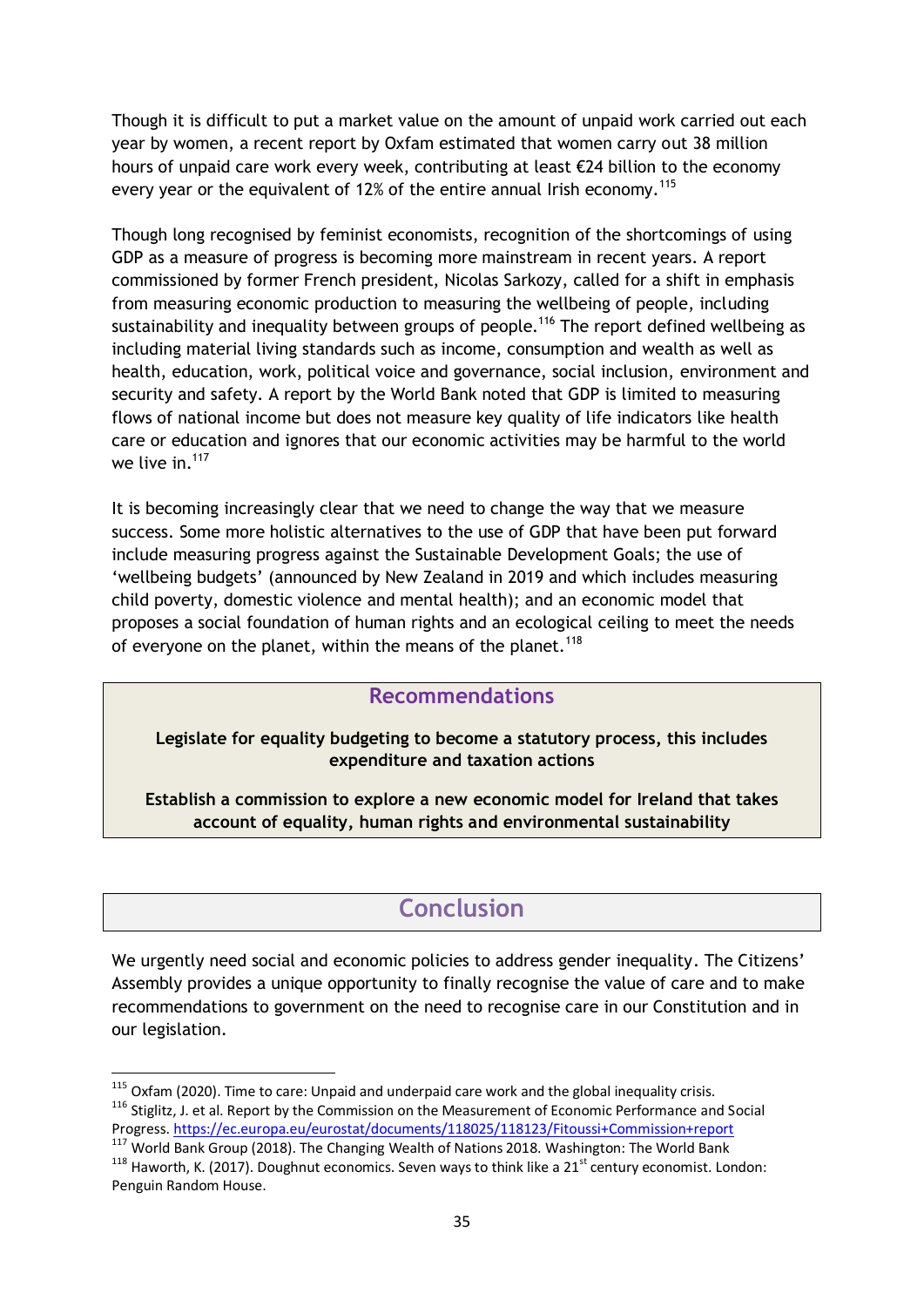Though it is difficult to put a market value on the amount of unpaid work carried out each year by women, a recent report by Oxfam estimated that women carry out 38 million hours of unpaid care work every week, contributing at least €24 billion to the economy every year or the equivalent of 12% of the entire annual Irish economy.[115]

Though long recognised by feminist economists, recognition of the shortcomings of using GDP as a measure of progress is becoming more mainstream in recent years. A report commissioned by former French president, Nicolas Sarkozy, called for a shift in emphasis from measuring economic production to measuring the wellbeing of people, including sustainability and inequality between groups of people.[116] The report defined wellbeing as including material living standards such as income, consumption and wealth as well as health, education, work, political voice and governance, social inclusion, environment and security and safety. A report by the World Bank noted that GDP is limited to measuring flows of national income but does not measure key quality of life indicators like health care or education and ignores that our economic activities may be harmful to the world we live in.[117]

It is becoming increasingly clear that we need to change the way that we measure success. Some more holistic alternatives to the use of GDP that have been put forward include measuring progress against the Sustainable Development Goals; the use of 'wellbeing budgets' (announced by New Zealand in 2019 and which includes measuring child poverty, domestic violence and mental health); and an economic model that proposes a social foundation of human rights and an ecological ceiling to meet the needs of everyone on the planet, within the means of the planet.[118]

### Recommendations

**Legislate for equality budgeting to become a statutory process, this includes expenditure and taxation actions**

**Establish a commission to explore a new economic model for Ireland that takes account of equality, human rights and environmental sustainability**

## Conclusion

We urgently need social and economic policies to address gender inequality. The Citizens' Assembly provides a unique opportunity to finally recognise the value of care and to make recommendations to government on the need to recognise care in our Constitution and in our legislation.

---

[115] Oxfam (2020). Time to care: Unpaid and underpaid care work and the global inequality crisis.

[116] Stiglitz, J. et al. Report by the Commission on the Measurement of Economic Performance and Social Progress. https://ec.europa.eu/eurostat/documents/118025/118123/Fitoussi+Commission+report

[117] World Bank Group (2018). The Changing Wealth of Nations 2018. Washington: The World Bank

[118] Haworth, K. (2017). Doughnut economics. Seven ways to think like a 21st century economist. London: Penguin Random House.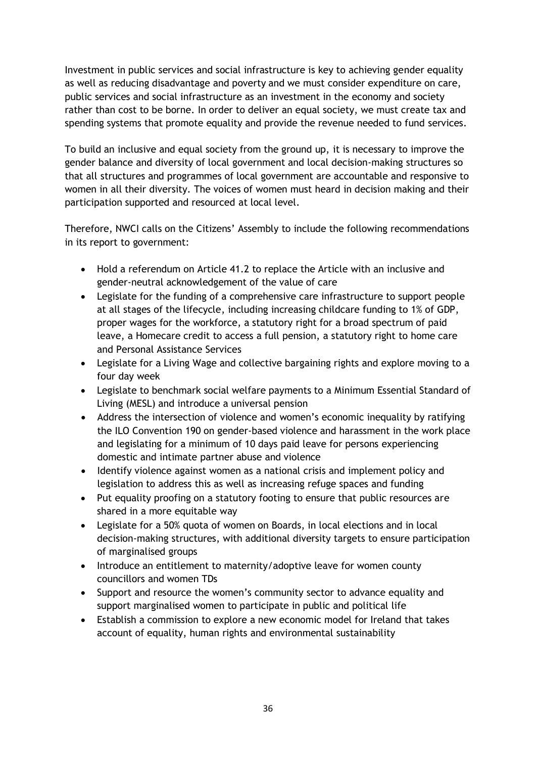Investment in public services and social infrastructure is key to achieving gender equality as well as reducing disadvantage and poverty and we must consider expenditure on care, public services and social infrastructure as an investment in the economy and society rather than cost to be borne. In order to deliver an equal society, we must create tax and spending systems that promote equality and provide the revenue needed to fund services.

To build an inclusive and equal society from the ground up, it is necessary to improve the gender balance and diversity of local government and local decision-making structures so that all structures and programmes of local government are accountable and responsive to women in all their diversity. The voices of women must heard in decision making and their participation supported and resourced at local level.

Therefore, NWCI calls on the Citizens' Assembly to include the following recommendations in its report to government:

- Hold a referendum on Article 41.2 to replace the Article with an inclusive and gender-neutral acknowledgement of the value of care
- Legislate for the funding of a comprehensive care infrastructure to support people at all stages of the lifecycle, including increasing childcare funding to 1% of GDP, proper wages for the workforce, a statutory right for a broad spectrum of paid leave, a Homecare credit to access a full pension, a statutory right to home care and Personal Assistance Services
- Legislate for a Living Wage and collective bargaining rights and explore moving to a four day week
- Legislate to benchmark social welfare payments to a Minimum Essential Standard of Living (MESL) and introduce a universal pension
- Address the intersection of violence and women's economic inequality by ratifying the ILO Convention 190 on gender-based violence and harassment in the work place and legislating for a minimum of 10 days paid leave for persons experiencing domestic and intimate partner abuse and violence
- Identify violence against women as a national crisis and implement policy and legislation to address this as well as increasing refuge spaces and funding
- Put equality proofing on a statutory footing to ensure that public resources are shared in a more equitable way
- Legislate for a 50% quota of women on Boards, in local elections and in local decision-making structures, with additional diversity targets to ensure participation of marginalised groups
- Introduce an entitlement to maternity/adoptive leave for women county councillors and women TDs
- Support and resource the women's community sector to advance equality and support marginalised women to participate in public and political life
- Establish a commission to explore a new economic model for Ireland that takes account of equality, human rights and environmental sustainability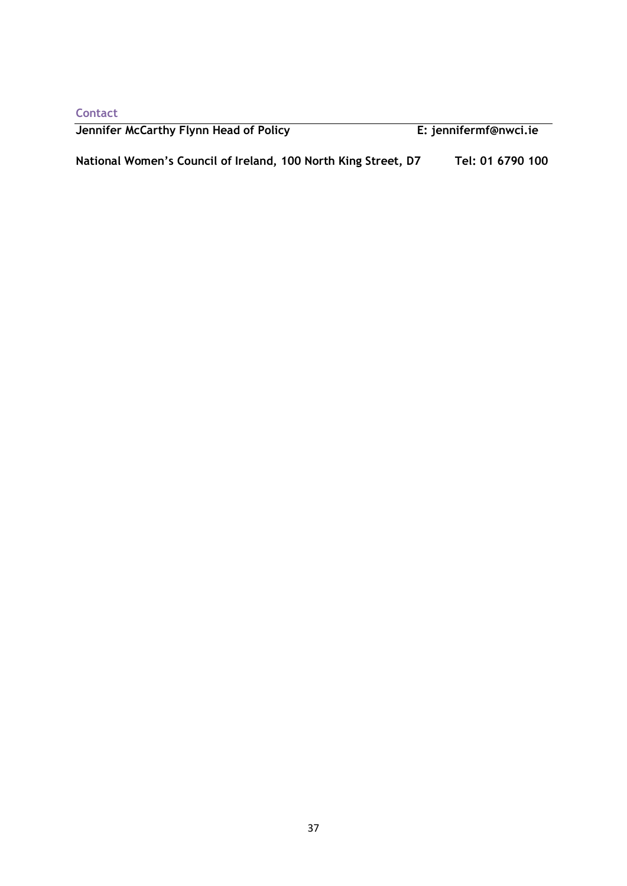### Contact

**Jennifer McCarthy Flynn Head of Policy** **E: jennifermf@nwci.ie**

**National Women's Council of Ireland, 100 North King Street, D7** **Tel: 01 6790 100**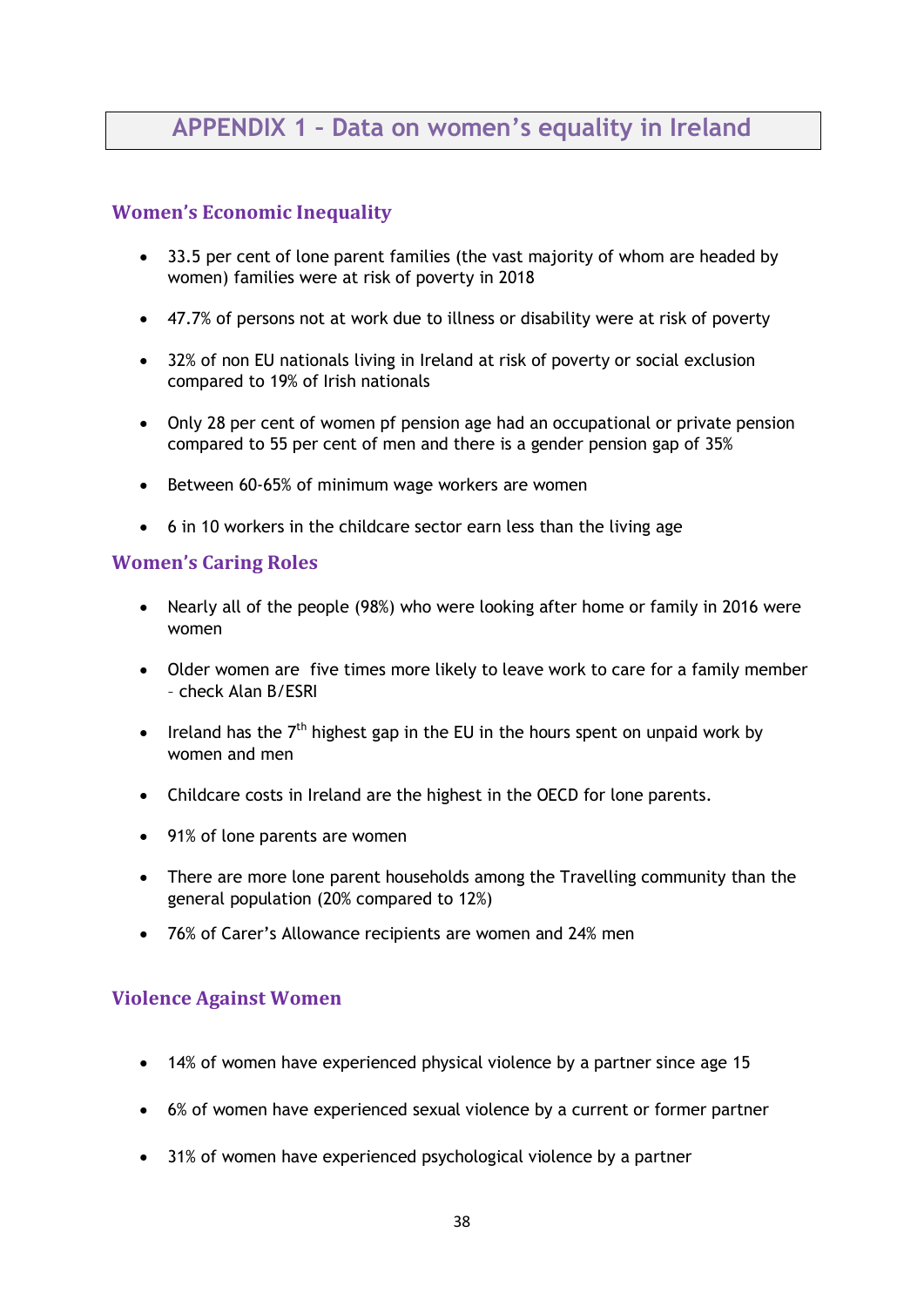# APPENDIX 1 – Data on women's equality in Ireland

## Women's Economic Inequality

- 33.5 per cent of lone parent families (the vast majority of whom are headed by women) families were at risk of poverty in 2018
- 47.7% of persons not at work due to illness or disability were at risk of poverty
- 32% of non EU nationals living in Ireland at risk of poverty or social exclusion compared to 19% of Irish nationals
- Only 28 per cent of women pf pension age had an occupational or private pension compared to 55 per cent of men and there is a gender pension gap of 35%
- Between 60-65% of minimum wage workers are women
- 6 in 10 workers in the childcare sector earn less than the living age

## Women's Caring Roles

- Nearly all of the people (98%) who were looking after home or family in 2016 were women
- Older women are five times more likely to leave work to care for a family member – check Alan B/ESRI
- Ireland has the 7th highest gap in the EU in the hours spent on unpaid work by women and men
- Childcare costs in Ireland are the highest in the OECD for lone parents.
- 91% of lone parents are women
- There are more lone parent households among the Travelling community than the general population (20% compared to 12%)
- 76% of Carer's Allowance recipients are women and 24% men

## Violence Against Women

- 14% of women have experienced physical violence by a partner since age 15
- 6% of women have experienced sexual violence by a current or former partner
- 31% of women have experienced psychological violence by a partner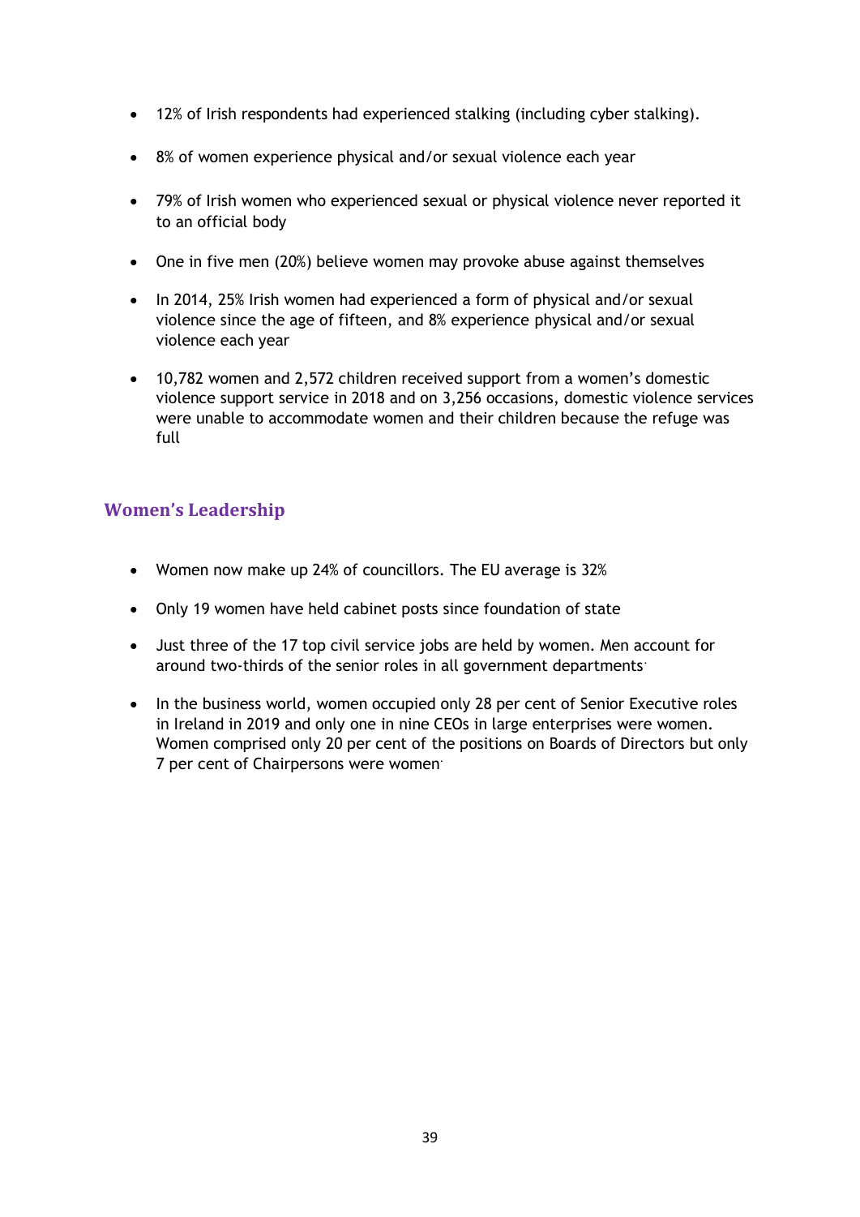- 12% of Irish respondents had experienced stalking (including cyber stalking).
- 8% of women experience physical and/or sexual violence each year
- 79% of Irish women who experienced sexual or physical violence never reported it to an official body
- One in five men (20%) believe women may provoke abuse against themselves
- In 2014, 25% Irish women had experienced a form of physical and/or sexual violence since the age of fifteen, and 8% experience physical and/or sexual violence each year
- 10,782 women and 2,572 children received support from a women's domestic violence support service in 2018 and on 3,256 occasions, domestic violence services were unable to accommodate women and their children because the refuge was full

## Women's Leadership

- Women now make up 24% of councillors. The EU average is 32%
- Only 19 women have held cabinet posts since foundation of state
- Just three of the 17 top civil service jobs are held by women. Men account for around two-thirds of the senior roles in all government departments.
- In the business world, women occupied only 28 per cent of Senior Executive roles in Ireland in 2019 and only one in nine CEOs in large enterprises were women. Women comprised only 20 per cent of the positions on Boards of Directors but only 7 per cent of Chairpersons were women.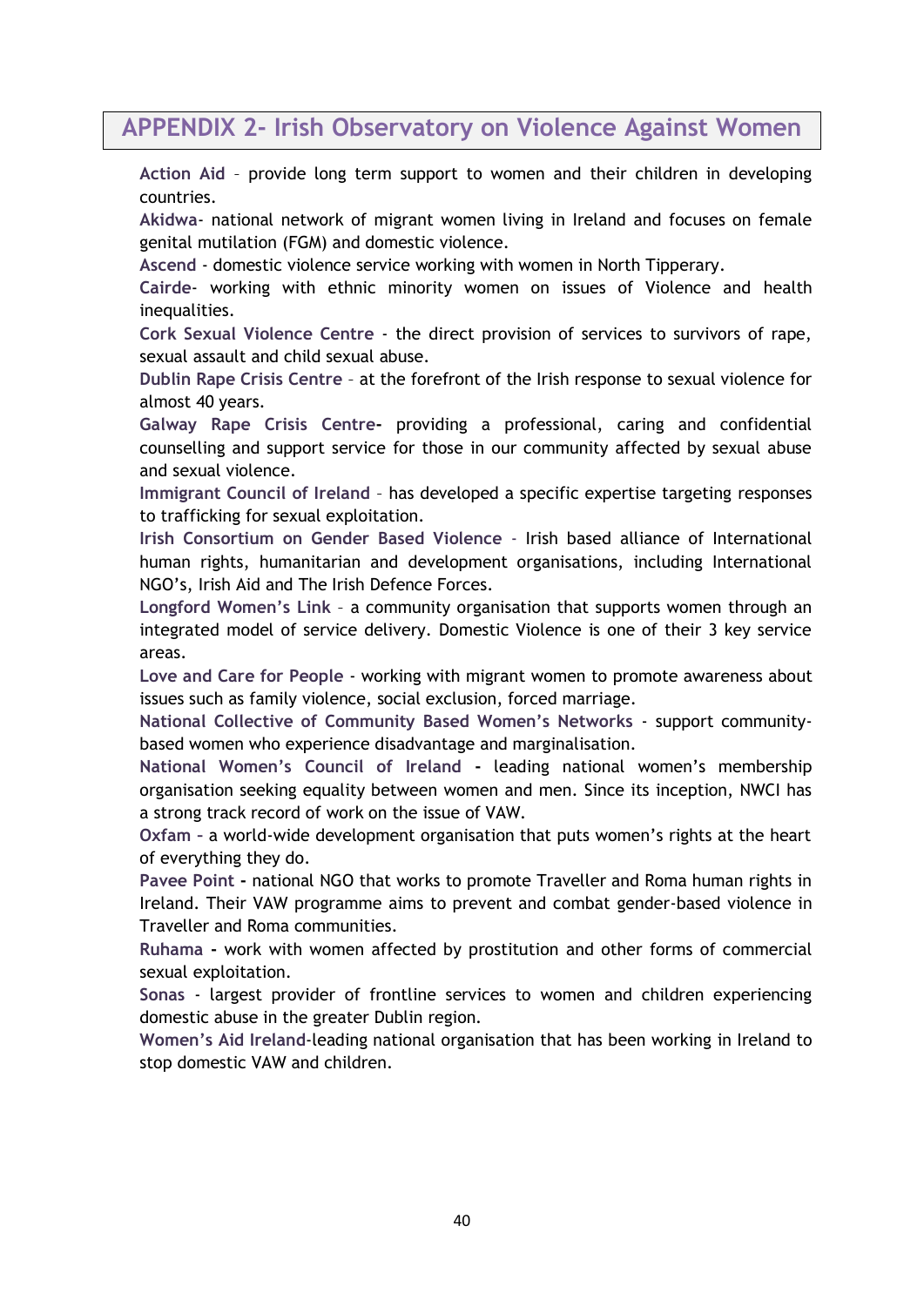# APPENDIX 2- Irish Observatory on Violence Against Women

**Action Aid** – provide long term support to women and their children in developing countries.

**Akidwa**- national network of migrant women living in Ireland and focuses on female genital mutilation (FGM) and domestic violence.

**Ascend** - domestic violence service working with women in North Tipperary.

**Cairde**- working with ethnic minority women on issues of Violence and health inequalities.

**Cork Sexual Violence Centre** - the direct provision of services to survivors of rape, sexual assault and child sexual abuse.

**Dublin Rape Crisis Centre** – at the forefront of the Irish response to sexual violence for almost 40 years.

**Galway Rape Crisis Centre-** providing a professional, caring and confidential counselling and support service for those in our community affected by sexual abuse and sexual violence.

**Immigrant Council of Ireland** – has developed a specific expertise targeting responses to trafficking for sexual exploitation.

**Irish Consortium on Gender Based Violence** - Irish based alliance of International human rights, humanitarian and development organisations, including International NGO's, Irish Aid and The Irish Defence Forces.

**Longford Women's Link** – a community organisation that supports women through an integrated model of service delivery. Domestic Violence is one of their 3 key service areas.

**Love and Care for People** - working with migrant women to promote awareness about issues such as family violence, social exclusion, forced marriage.

**National Collective of Community Based Women's Networks** - support community-based women who experience disadvantage and marginalisation.

**National Women's Council of Ireland -** leading national women's membership organisation seeking equality between women and men. Since its inception, NWCI has a strong track record of work on the issue of VAW.

**Oxfam –** a world-wide development organisation that puts women's rights at the heart of everything they do.

**Pavee Point -** national NGO that works to promote Traveller and Roma human rights in Ireland. Their VAW programme aims to prevent and combat gender-based violence in Traveller and Roma communities.

**Ruhama -** work with women affected by prostitution and other forms of commercial sexual exploitation.

**Sonas** - largest provider of frontline services to women and children experiencing domestic abuse in the greater Dublin region.

**Women's Aid Ireland**-leading national organisation that has been working in Ireland to stop domestic VAW and children.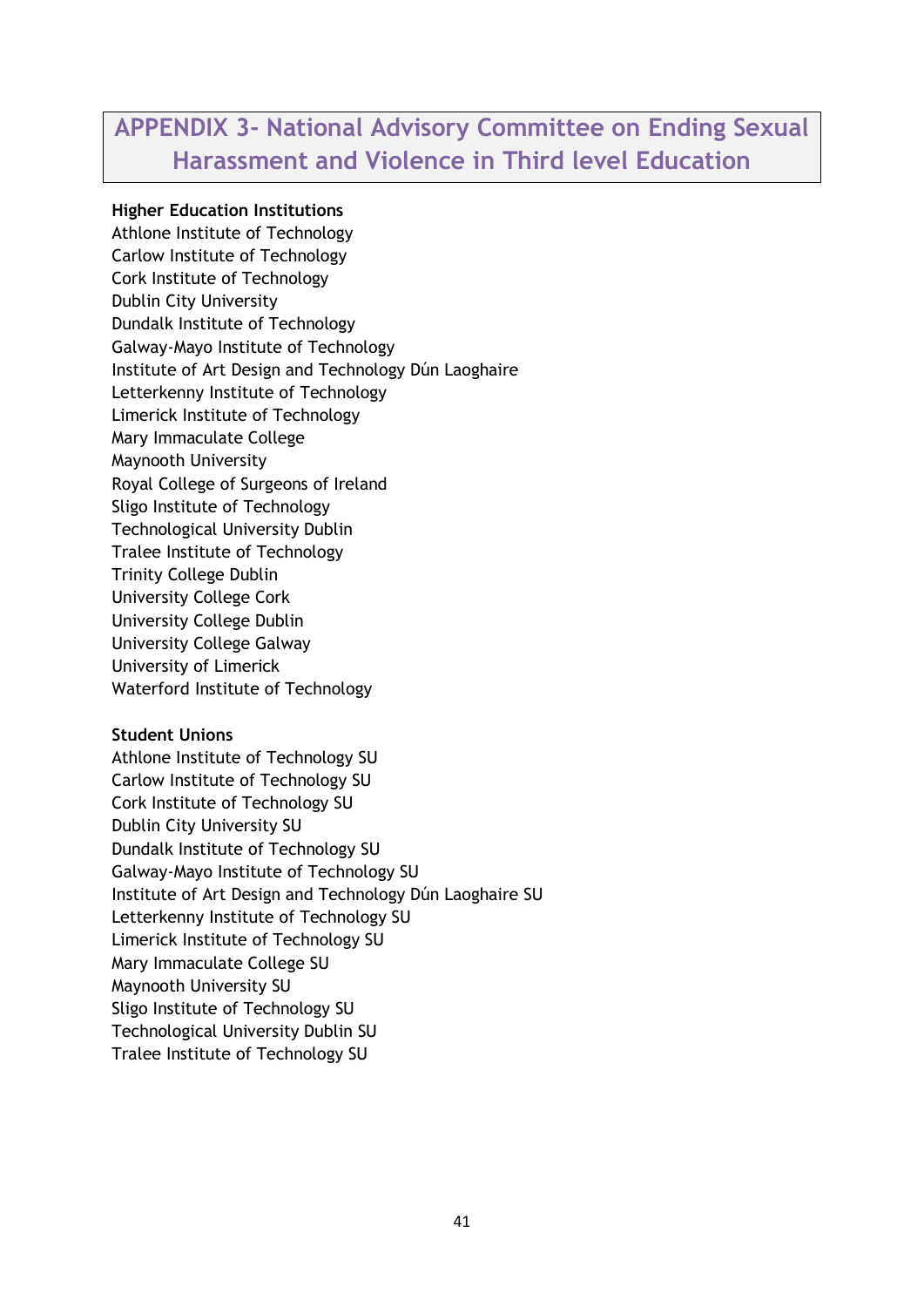# APPENDIX 3- National Advisory Committee on Ending Sexual Harassment and Violence in Third level Education

**Higher Education Institutions**

Athlone Institute of Technology
Carlow Institute of Technology
Cork Institute of Technology
Dublin City University
Dundalk Institute of Technology
Galway-Mayo Institute of Technology
Institute of Art Design and Technology Dún Laoghaire
Letterkenny Institute of Technology
Limerick Institute of Technology
Mary Immaculate College
Maynooth University
Royal College of Surgeons of Ireland
Sligo Institute of Technology
Technological University Dublin
Tralee Institute of Technology
Trinity College Dublin
University College Cork
University College Dublin
University College Galway
University of Limerick
Waterford Institute of Technology

**Student Unions**

Athlone Institute of Technology SU
Carlow Institute of Technology SU
Cork Institute of Technology SU
Dublin City University SU
Dundalk Institute of Technology SU
Galway-Mayo Institute of Technology SU
Institute of Art Design and Technology Dún Laoghaire SU
Letterkenny Institute of Technology SU
Limerick Institute of Technology SU
Mary Immaculate College SU
Maynooth University SU
Sligo Institute of Technology SU
Technological University Dublin SU
Tralee Institute of Technology SU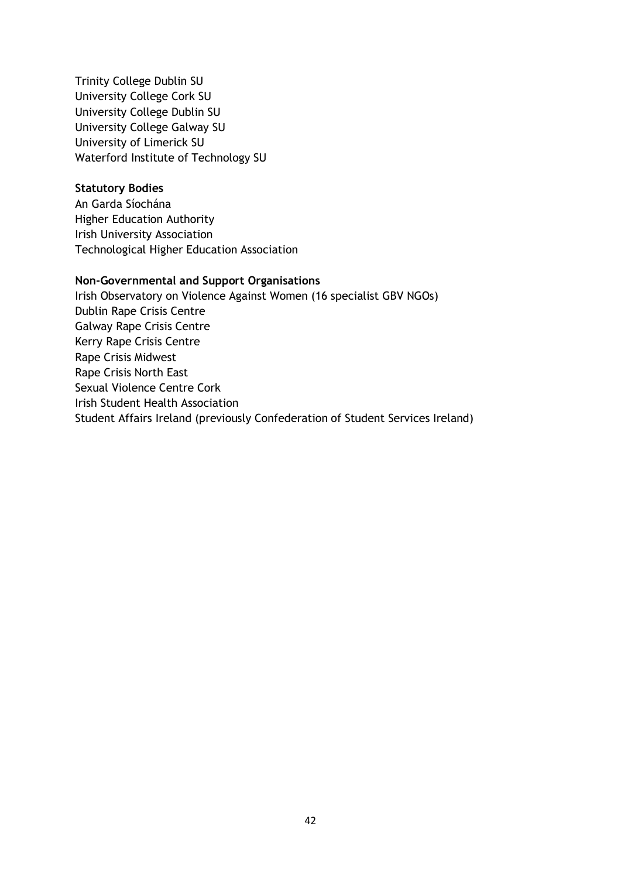Trinity College Dublin SU
University College Cork SU
University College Dublin SU
University College Galway SU
University of Limerick SU
Waterford Institute of Technology SU

**Statutory Bodies**
An Garda Síochána
Higher Education Authority
Irish University Association
Technological Higher Education Association

**Non-Governmental and Support Organisations**
Irish Observatory on Violence Against Women (16 specialist GBV NGOs)
Dublin Rape Crisis Centre
Galway Rape Crisis Centre
Kerry Rape Crisis Centre
Rape Crisis Midwest
Rape Crisis North East
Sexual Violence Centre Cork
Irish Student Health Association
Student Affairs Ireland (previously Confederation of Student Services Ireland)